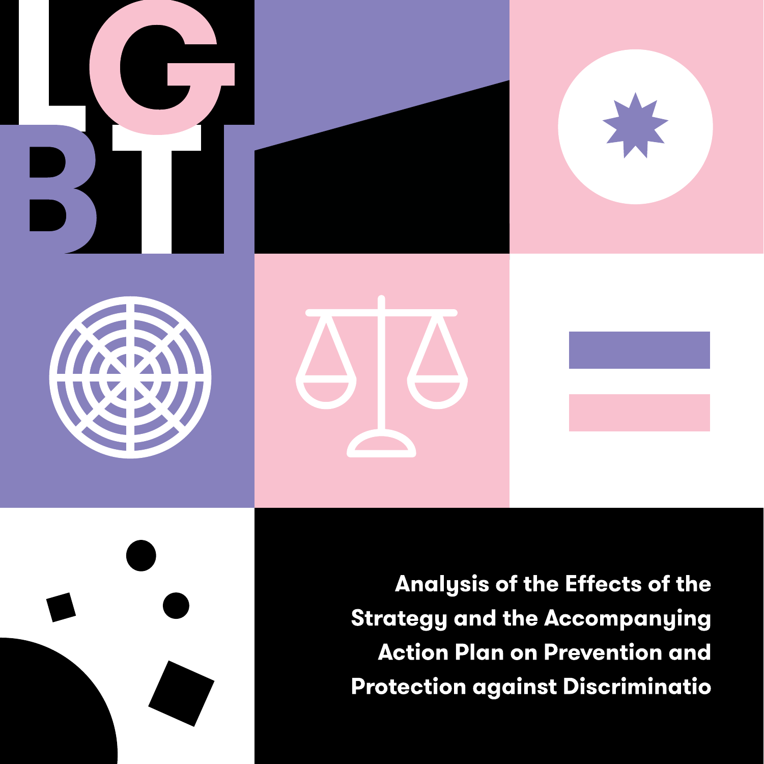LGBTI

# Analysis of the Effects of the Strategy and the Accompanying Action Plan on Prevention and Protection against Discriminatio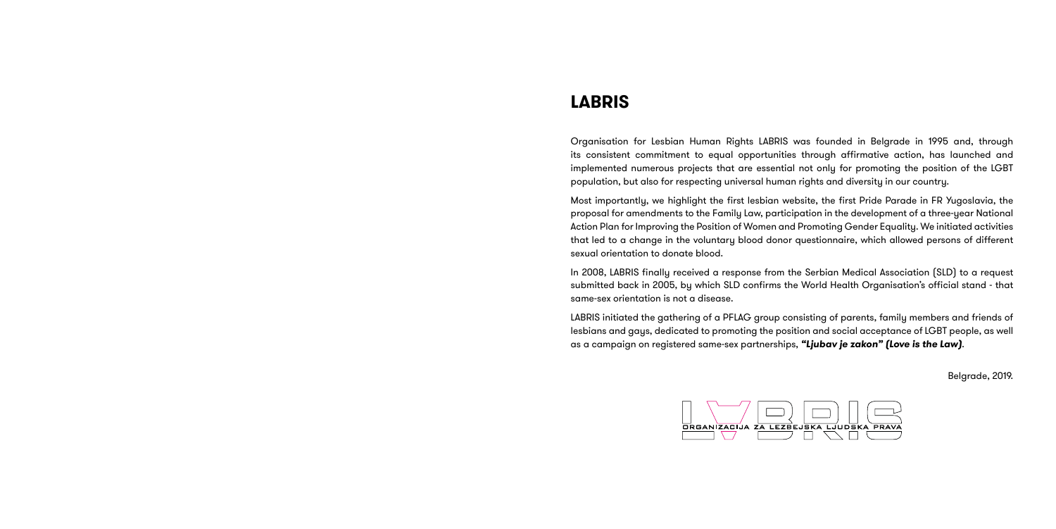# LABRIS

Organisation for Lesbian Human Rights LABRIS was founded in Belgrade in 1995 and, through its consistent commitment to equal opportunities through affirmative action, has launched and implemented numerous projects that are essential not only for promoting the position of the LGBT population, but also for respecting universal human rights and diversity in our country.

Most importantly, we highlight the first lesbian website, the first Pride Parade in FR Yugoslavia, the proposal for amendments to the Family Law, participation in the development of a three-year National Action Plan for Improving the Position of Women and Promoting Gender Equality. We initiated activities that led to a change in the voluntary blood donor questionnaire, which allowed persons of different sexual orientation to donate blood.

In 2008, LABRIS finally received a response from the Serbian Medical Association (SLD) to a request submitted back in 2005, by which SLD confirms the World Health Organisation's official stand - that same-sex orientation is not a disease.

LABRIS initiated the gathering of a PFLAG group consisting of parents, family members and friends of lesbians and gays, dedicated to promoting the position and social acceptance of LGBT people, as well as a campaign on registered same-sex partnerships, ***"Ljubav je zakon" (Love is the Law)***.

Belgrade, 2019.

ORGANIZACIJA ZA LEZBEJSKA LJUDSKA PRAVA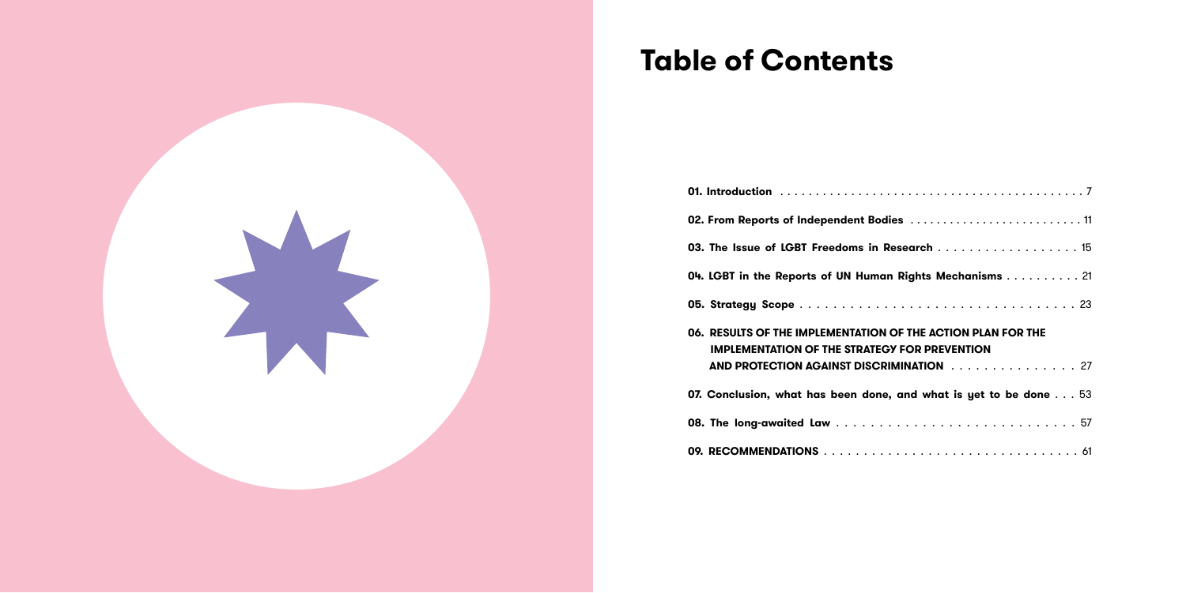# Table of Contents

- **01. Introduction** . . . . . . . . . . 7
- **02. From Reports of Independent Bodies** . . . . . . . . . . 11
- **03. The Issue of LGBT Freedoms in Research** . . . . . . . . . . 15
- **04. LGBT in the Reports of UN Human Rights Mechanisms** . . . . . . . . . . 21
- **05. Strategy Scope** . . . . . . . . . . 23
- **06. RESULTS OF THE IMPLEMENTATION OF THE ACTION PLAN FOR THE IMPLEMENTATION OF THE STRATEGY FOR PREVENTION AND PROTECTION AGAINST DISCRIMINATION** . . . . . . . . . . 27
- **07. Conclusion, what has been done, and what is yet to be done** . . . 53
- **08. The long-awaited Law** . . . . . . . . . . 57
- **09. RECOMMENDATIONS** . . . . . . . . . . 61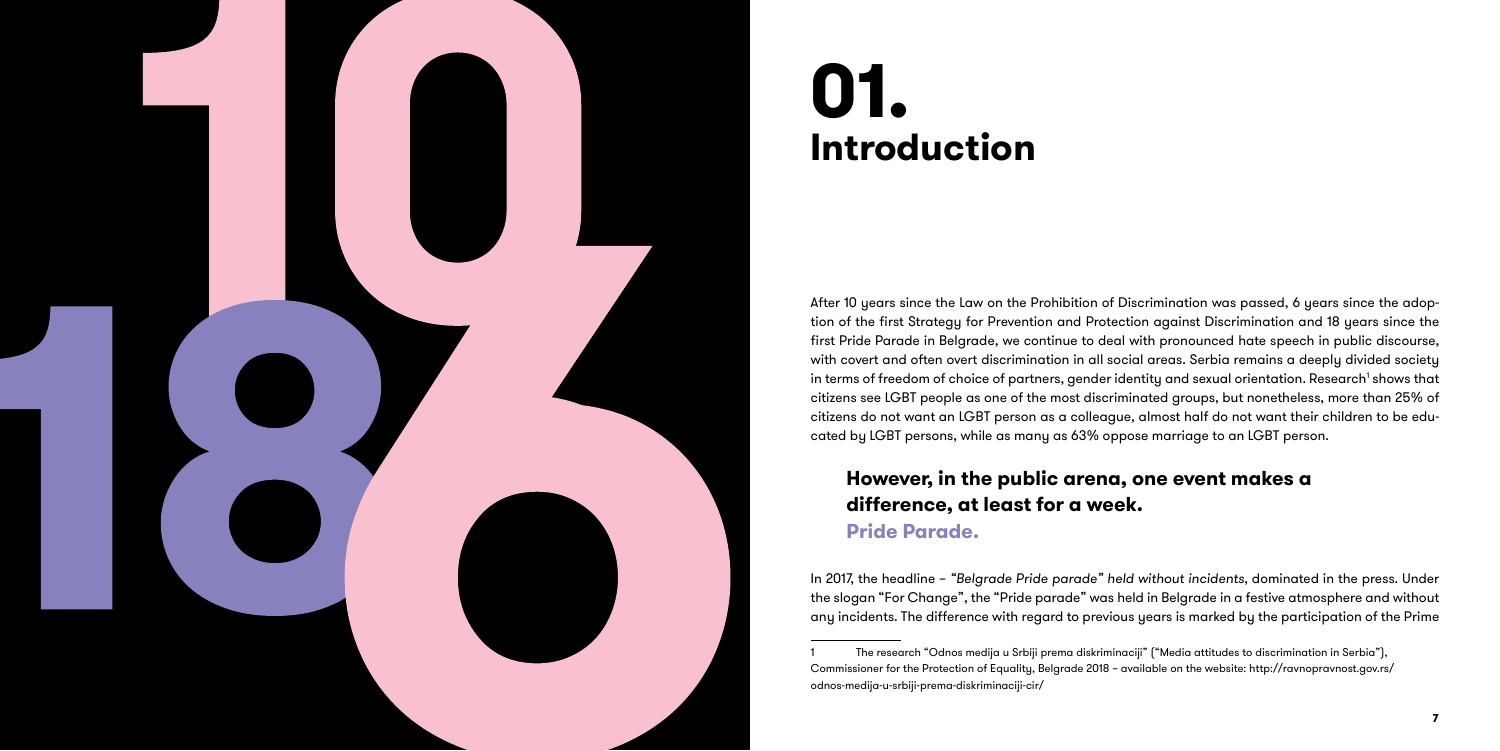# 01. Introduction

After 10 years since the Law on the Prohibition of Discrimination was passed, 6 years since the adoption of the first Strategy for Prevention and Protection against Discrimination and 18 years since the first Pride Parade in Belgrade, we continue to deal with pronounced hate speech in public discourse, with covert and often overt discrimination in all social areas. Serbia remains a deeply divided society in terms of freedom of choice of partners, gender identity and sexual orientation. Research[1] shows that citizens see LGBT people as one of the most discriminated groups, but nonetheless, more than 25% of citizens do not want an LGBT person as a colleague, almost half do not want their children to be educated by LGBT persons, while as many as 63% oppose marriage to an LGBT person.

**However, in the public arena, one event makes a difference, at least for a week.**

**Pride Parade.**

In 2017, the headline – *"Belgrade Pride parade" held without incidents*, dominated in the press. Under the slogan "For Change", the "Pride parade" was held in Belgrade in a festive atmosphere and without any incidents. The difference with regard to previous years is marked by the participation of the Prime

---

1 The research "Odnos medija u Srbiji prema diskriminaciji" ("Media attitudes to discrimination in Serbia"), Commissioner for the Protection of Equality, Belgrade 2018 – available on the website: http://ravnopravnost.gov.rs/odnos-medija-u-srbiji-prema-diskriminaciji-cir/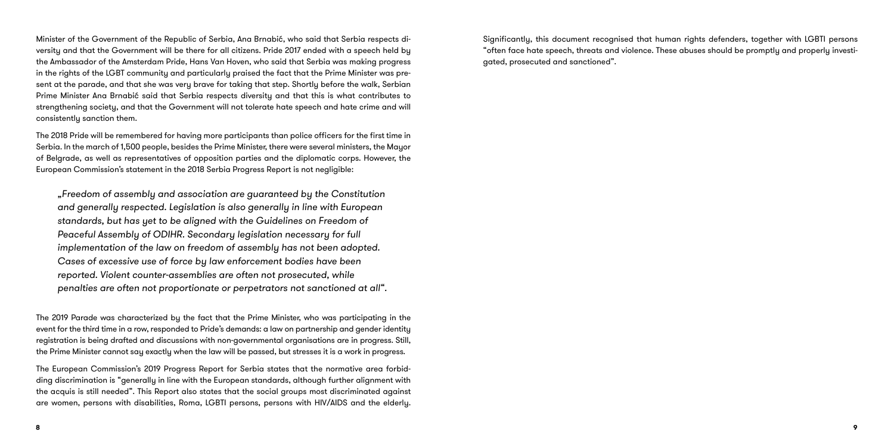Minister of the Government of the Republic of Serbia, Ana Brnabić, who said that Serbia respects diversity and that the Government will be there for all citizens. Pride 2017 ended with a speech held by the Ambassador of the Amsterdam Pride, Hans Van Hoven, who said that Serbia was making progress in the rights of the LGBT community and particularly praised the fact that the Prime Minister was present at the parade, and that she was very brave for taking that step. Shortly before the walk, Serbian Prime Minister Ana Brnabić said that Serbia respects diversity and that this is what contributes to strengthening society, and that the Government will not tolerate hate speech and hate crime and will consistently sanction them.

The 2018 Pride will be remembered for having more participants than police officers for the first time in Serbia. In the march of 1,500 people, besides the Prime Minister, there were several ministers, the Mayor of Belgrade, as well as representatives of opposition parties and the diplomatic corps. However, the European Commission's statement in the 2018 Serbia Progress Report is not negligible:

> *„Freedom of assembly and association are guaranteed by the Constitution and generally respected. Legislation is also generally in line with European standards, but has yet to be aligned with the Guidelines on Freedom of Peaceful Assembly of ODIHR. Secondary legislation necessary for full implementation of the law on freedom of assembly has not been adopted. Cases of excessive use of force by law enforcement bodies have been reported. Violent counter-assemblies are often not prosecuted, while penalties are often not proportionate or perpetrators not sanctioned at all".*

The 2019 Parade was characterized by the fact that the Prime Minister, who was participating in the event for the third time in a row, responded to Pride's demands: a law on partnership and gender identity registration is being drafted and discussions with non-governmental organisations are in progress. Still, the Prime Minister cannot say exactly when the law will be passed, but stresses it is a work in progress.

The European Commission's 2019 Progress Report for Serbia states that the normative area forbidding discrimination is "generally in line with the European standards, although further alignment with the acquis is still needed". This Report also states that the social groups most discriminated against are women, persons with disabilities, Roma, LGBTI persons, persons with HIV/AIDS and the elderly.

Significantly, this document recognised that human rights defenders, together with LGBTI persons "often face hate speech, threats and violence. These abuses should be promptly and properly investigated, prosecuted and sanctioned".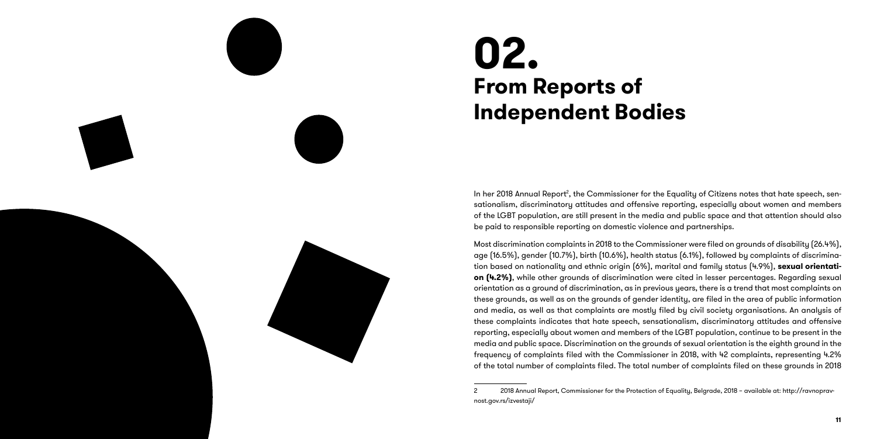# 02. From Reports of Independent Bodies

In her 2018 Annual Report[2], the Commissioner for the Equality of Citizens notes that hate speech, sensationalism, discriminatory attitudes and offensive reporting, especially about women and members of the LGBT population, are still present in the media and public space and that attention should also be paid to responsible reporting on domestic violence and partnerships.

Most discrimination complaints in 2018 to the Commissioner were filed on grounds of disability (26.4%), age (16.5%), gender (10.7%), birth (10.6%), health status (6.1%), followed by complaints of discrimination based on nationality and ethnic origin (6%), marital and family status (4.9%), **sexual orientation (4.2%)**, while other grounds of discrimination were cited in lesser percentages. Regarding sexual orientation as a ground of discrimination, as in previous years, there is a trend that most complaints on these grounds, as well as on the grounds of gender identity, are filed in the area of public information and media, as well as that complaints are mostly filed by civil society organisations. An analysis of these complaints indicates that hate speech, sensationalism, discriminatory attitudes and offensive reporting, especially about women and members of the LGBT population, continue to be present in the media and public space. Discrimination on the grounds of sexual orientation is the eighth ground in the frequency of complaints filed with the Commissioner in 2018, with 42 complaints, representing 4.2% of the total number of complaints filed. The total number of complaints filed on these grounds in 2018

2 2018 Annual Report, Commissioner for the Protection of Equality, Belgrade, 2018 – available at: http://ravnopravnost.gov.rs/izvestaji/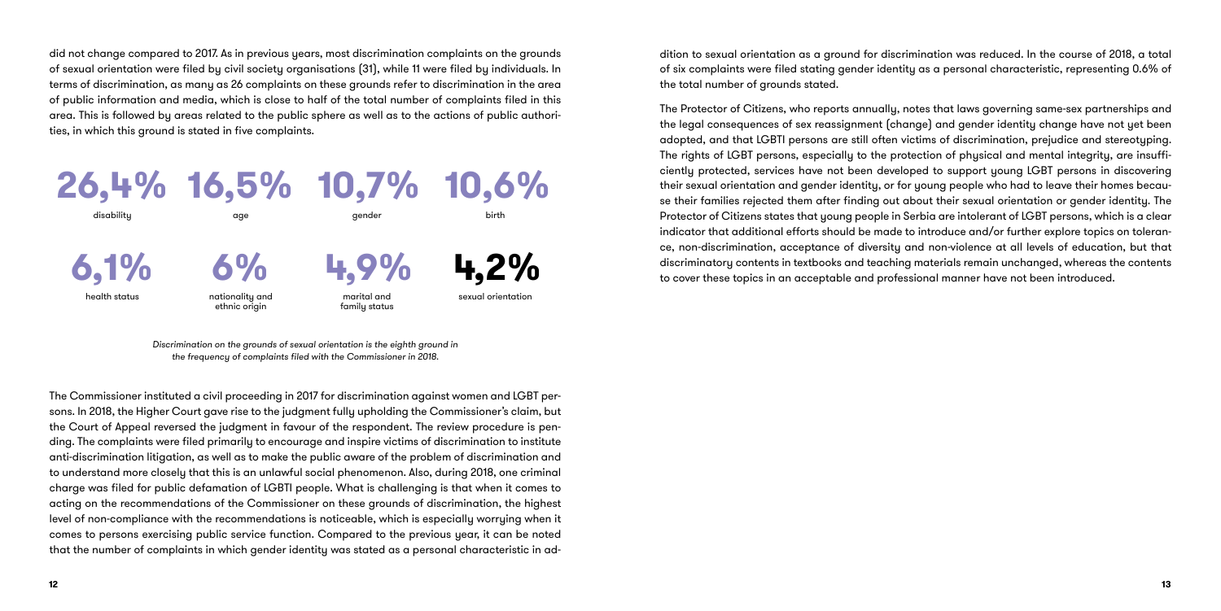did not change compared to 2017. As in previous years, most discrimination complaints on the grounds of sexual orientation were filed by civil society organisations (31), while 11 were filed by individuals. In terms of discrimination, as many as 26 complaints on these grounds refer to discrimination in the area of public information and media, which is close to half of the total number of complaints filed in this area. This is followed by areas related to the public sphere as well as to the actions of public authorities, in which this ground is stated in five complaints.

**26,4%** disability

**16,5%** age

**10,7%** gender

**10,6%** birth

**6,1%** health status

**6%** nationality and ethnic origin

**4,9%** marital and family status

**4,2%** sexual orientation

*Discrimination on the grounds of sexual orientation is the eighth ground in the frequency of complaints filed with the Commissioner in 2018.*

The Commissioner instituted a civil proceeding in 2017 for discrimination against women and LGBT persons. In 2018, the Higher Court gave rise to the judgment fully upholding the Commissioner's claim, but the Court of Appeal reversed the judgment in favour of the respondent. The review procedure is pending. The complaints were filed primarily to encourage and inspire victims of discrimination to institute anti-discrimination litigation, as well as to make the public aware of the problem of discrimination and to understand more closely that this is an unlawful social phenomenon. Also, during 2018, one criminal charge was filed for public defamation of LGBTI people. What is challenging is that when it comes to acting on the recommendations of the Commissioner on these grounds of discrimination, the highest level of non-compliance with the recommendations is noticeable, which is especially worrying when it comes to persons exercising public service function. Compared to the previous year, it can be noted that the number of complaints in which gender identity was stated as a personal characteristic in addition to sexual orientation as a ground for discrimination was reduced. In the course of 2018, a total of six complaints were filed stating gender identity as a personal characteristic, representing 0.6% of the total number of grounds stated.

The Protector of Citizens, who reports annually, notes that laws governing same-sex partnerships and the legal consequences of sex reassignment (change) and gender identity change have not yet been adopted, and that LGBTI persons are still often victims of discrimination, prejudice and stereotyping. The rights of LGBT persons, especially to the protection of physical and mental integrity, are insufficiently protected, services have not been developed to support young LGBT persons in discovering their sexual orientation and gender identity, or for young people who had to leave their homes because their families rejected them after finding out about their sexual orientation or gender identity. The Protector of Citizens states that young people in Serbia are intolerant of LGBT persons, which is a clear indicator that additional efforts should be made to introduce and/or further explore topics on tolerance, non-discrimination, acceptance of diversity and non-violence at all levels of education, but that discriminatory contents in textbooks and teaching materials remain unchanged, whereas the contents to cover these topics in an acceptable and professional manner have not been introduced.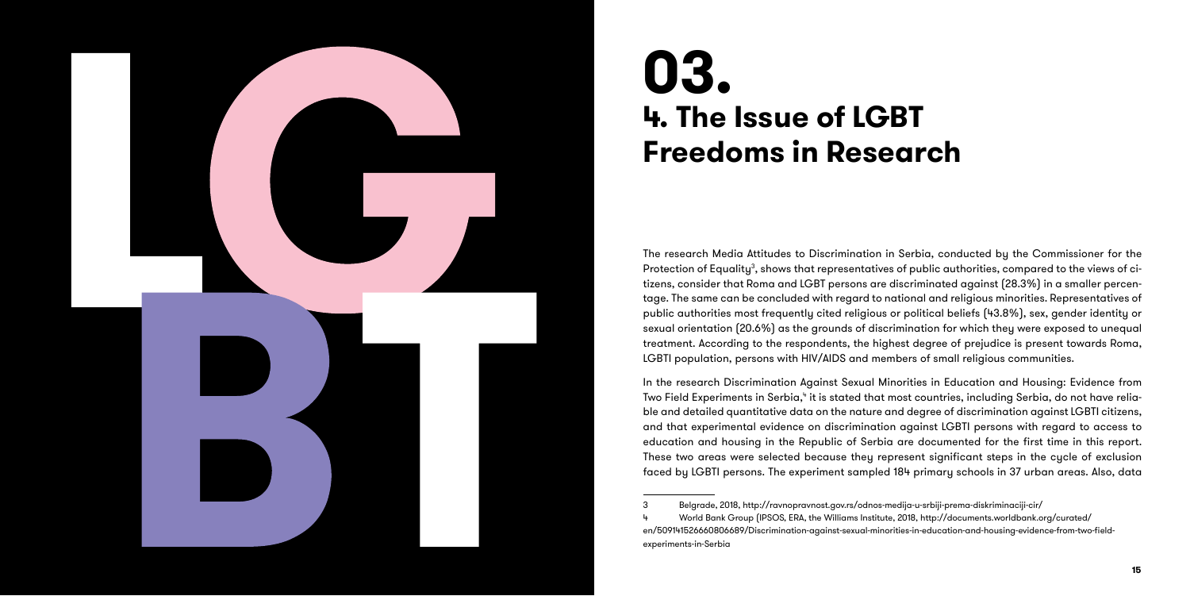# 03.
## 4. The Issue of LGBT Freedoms in Research

The research Media Attitudes to Discrimination in Serbia, conducted by the Commissioner for the Protection of Equality[3], shows that representatives of public authorities, compared to the views of citizens, consider that Roma and LGBT persons are discriminated against (28.3%) in a smaller percentage. The same can be concluded with regard to national and religious minorities. Representatives of public authorities most frequently cited religious or political beliefs (43.8%), sex, gender identity or sexual orientation (20.6%) as the grounds of discrimination for which they were exposed to unequal treatment. According to the respondents, the highest degree of prejudice is present towards Roma, LGBTI population, persons with HIV/AIDS and members of small religious communities.

In the research Discrimination Against Sexual Minorities in Education and Housing: Evidence from Two Field Experiments in Serbia,[4] it is stated that most countries, including Serbia, do not have reliable and detailed quantitative data on the nature and degree of discrimination against LGBTI citizens, and that experimental evidence on discrimination against LGBTI persons with regard to access to education and housing in the Republic of Serbia are documented for the first time in this report. These two areas were selected because they represent significant steps in the cycle of exclusion faced by LGBTI persons. The experiment sampled 184 primary schools in 37 urban areas. Also, data

---

3 Belgrade, 2018, http://ravnopravnost.gov.rs/odnos-medija-u-srbiji-prema-diskriminaciji-cir/

4 World Bank Group (IPSOS, ERA, the Williams Institute, 2018, http://documents.worldbank.org/curated/en/509141526660806689/Discrimination-against-sexual-minorities-in-education-and-housing-evidence-from-two-field-experiments-in-Serbia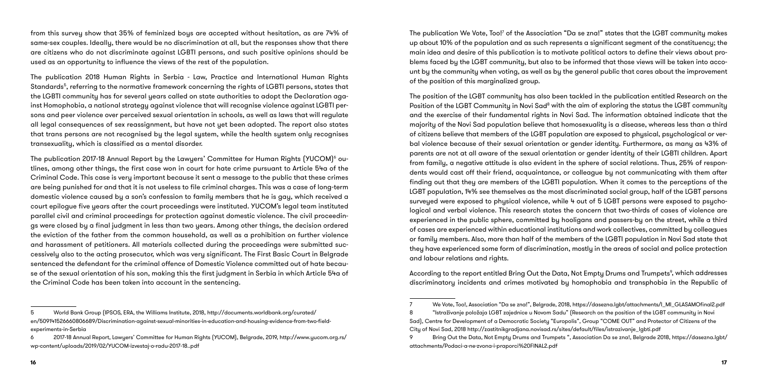from this survey show that 35% of feminized boys are accepted without hesitation, as are 74% of same-sex couples. Ideally, there would be no discrimination at all, but the responses show that there are citizens who do not discriminate against LGBTI persons, and such positive opinions should be used as an opportunity to influence the views of the rest of the population.

The publication 2018 Human Rights in Serbia - Law, Practice and International Human Rights Standards[5], referring to the normative framework concerning the rights of LGBTI persons, states that the LGBTI community has for several years called on state authorities to adopt the Declaration against Homophobia, a national strategy against violence that will recognise violence against LGBTI persons and peer violence over perceived sexual orientation in schools, as well as laws that will regulate all legal consequences of sex reassignment, but have not yet been adopted. The report also states that trans persons are not recognised by the legal system, while the health system only recognises transexuality, which is classified as a mental disorder.

The publication 2017-18 Annual Report by the Lawyers' Committee for Human Rights (YUCOM)[6] outlines, among other things, the first case won in court for hate crime pursuant to Article 54a of the Criminal Code. This case is very important because it sent a message to the public that these crimes are being punished for and that it is not useless to file criminal charges. This was a case of long-term domestic violence caused by a son's confession to family members that he is gay, which received a court epilogue five years after the court proceedings were instituted. YUCOM's legal team instituted parallel civil and criminal proceedings for protection against domestic violence. The civil proceedings were closed by a final judgment in less than two years. Among other things, the decision ordered the eviction of the father from the common household, as well as a prohibition on further violence and harassment of petitioners. All materials collected during the proceedings were submitted successively also to the acting prosecutor, which was very significant. The First Basic Court in Belgrade sentenced the defendant for the criminal offence of Domestic Violence committed out of hate because of the sexual orientation of his son, making this the first judgment in Serbia in which Article 54a of the Criminal Code has been taken into account in the sentencing.

The publication We Vote, Too![7] of the Association "Da se zna!" states that the LGBT community makes up about 10% of the population and as such represents a significant segment of the constituency; the main idea and desire of this publication is to motivate political actors to define their views about problems faced by the LGBT community, but also to be informed that those views will be taken into account by the community when voting, as well as by the general public that cares about the improvement of the position of this marginalized group.

The position of the LGBT community has also been tackled in the publication entitled Research on the Position of the LGBT Community in Novi Sad[8] with the aim of exploring the status the LGBT community and the exercise of their fundamental rights in Novi Sad. The information obtained indicate that the majority of the Novi Sad population believe that homosexuality is a disease, whereas less than a third of citizens believe that members of the LGBT population are exposed to physical, psychological or verbal violence because of their sexual orientation or gender identity. Furthermore, as many as 43% of parents are not at all aware of the sexual orientation or gender identity of their LGBTI children. Apart from family, a negative attitude is also evident in the sphere of social relations. Thus, 25% of respondents would cast off their friend, acquaintance, or colleague by not communicating with them after finding out that they are members of the LGBTI population. When it comes to the perceptions of the LGBT population, 14% see themselves as the most discriminated social group, half of the LGBT persons surveyed were exposed to physical violence, while 4 out of 5 LGBT persons were exposed to psychological and verbal violence. This research states the concern that two-thirds of cases of violence are experienced in the public sphere, committed by hooligans and passers-by on the street, while a third of cases are experienced within educational institutions and work collectives, committed by colleagues or family members. Also, more than half of the members of the LGBTI population in Novi Sad state that they have experienced some form of discrimination, mostly in the areas of social and police protection and labour relations and rights.

According to the report entitled Bring Out the Data, Not Empty Drums and Trumpets[9], which addresses discriminatory incidents and crimes motivated by homophobia and transphobia in the Republic of

---

5 World Bank Group (IPSOS, ERA, the Williams Institute, 2018, http://documents.worldbank.org/curated/en/509141526660806689/Discrimination-against-sexual-minorities-in-education-and-housing-evidence-from-two-field-experiments-in-Serbia

6 2017-18 Annual Report, Lawyers' Committee for Human Rights (YUCOM), Belgrade, 2019, http://www.yucom.org.rs/wp-content/uploads/2019/02/YUCOM-izvestaj-o-radu-2017-18..pdf

7 We Vote, Too!, Association "Da se zna!", Belgrade, 2018, https://dasezna.lgbt/attachments/I_MI_GLASAMOfinal2.pdf

8 "Istraživanje položaja LGBT zajednice u Novom Sadu" (Research on the position of the LGBT community in Novi Sad), Centre for Development of a Democratic Society "Europolis", Group "COME OUT" and Protector of Citizens of the City of Novi Sad, 2018 http://zastitnikgradjana.novisad.rs/sites/default/files/istrazivanje_lgbti.pdf

9 Bring Out the Data, Not Empty Drums and Trumpets ", Association Da se zna!, Belgrade 2018, https://dasezna.lgbt/attachments/Podaci-a-ne-zvona-i-praporci%20FINAL2.pdf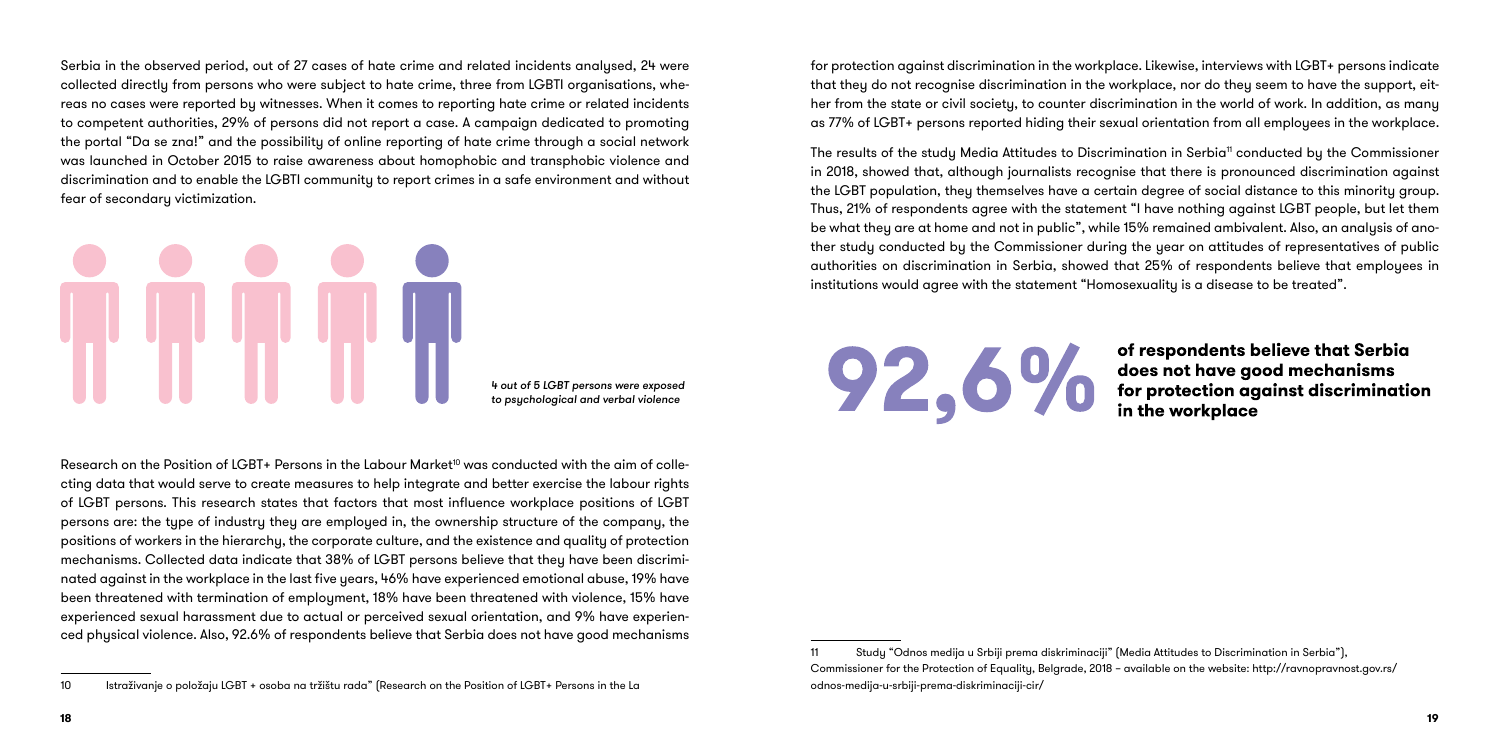Serbia in the observed period, out of 27 cases of hate crime and related incidents analysed, 24 were collected directly from persons who were subject to hate crime, three from LGBTI organisations, whereas no cases were reported by witnesses. When it comes to reporting hate crime or related incidents to competent authorities, 29% of persons did not report a case. A campaign dedicated to promoting the portal "Da se zna!" and the possibility of online reporting of hate crime through a social network was launched in October 2015 to raise awareness about homophobic and transphobic violence and discrimination and to enable the LGBTI community to report crimes in a safe environment and without fear of secondary victimization.

*4 out of 5 LGBT persons were exposed to psychological and verbal violence*

Research on the Position of LGBT+ Persons in the Labour Market[10] was conducted with the aim of collecting data that would serve to create measures to help integrate and better exercise the labour rights of LGBT persons. This research states that factors that most influence workplace positions of LGBT persons are: the type of industry they are employed in, the ownership structure of the company, the positions of workers in the hierarchy, the corporate culture, and the existence and quality of protection mechanisms. Collected data indicate that 38% of LGBT persons believe that they have been discriminated against in the workplace in the last five years, 46% have experienced emotional abuse, 19% have been threatened with termination of employment, 18% have been threatened with violence, 15% have experienced sexual harassment due to actual or perceived sexual orientation, and 9% have experienced physical violence. Also, 92.6% of respondents believe that Serbia does not have good mechanisms for protection against discrimination in the workplace. Likewise, interviews with LGBT+ persons indicate that they do not recognise discrimination in the workplace, nor do they seem to have the support, either from the state or civil society, to counter discrimination in the world of work. In addition, as many as 77% of LGBT+ persons reported hiding their sexual orientation from all employees in the workplace.

The results of the study Media Attitudes to Discrimination in Serbia[11] conducted by the Commissioner in 2018, showed that, although journalists recognise that there is pronounced discrimination against the LGBT population, they themselves have a certain degree of social distance to this minority group. Thus, 21% of respondents agree with the statement "I have nothing against LGBT people, but let them be what they are at home and not in public", while 15% remained ambivalent. Also, an analysis of another study conducted by the Commissioner during the year on attitudes of representatives of public authorities on discrimination in Serbia, showed that 25% of respondents believe that employees in institutions would agree with the statement "Homosexuality is a disease to be treated".

**92,6%** **of respondents believe that Serbia does not have good mechanisms for protection against discrimination in the workplace**

---

10 Istraživanje o položaju LGBT + osoba na tržištu rada" (Research on the Position of LGBT+ Persons in the La

11 Study "Odnos medija u Srbiji prema diskriminaciji" (Media Attitudes to Discrimination in Serbia"), Commissioner for the Protection of Equality, Belgrade, 2018 – available on the website: http://ravnopravnost.gov.rs/odnos-medija-u-srbiji-prema-diskriminaciji-cir/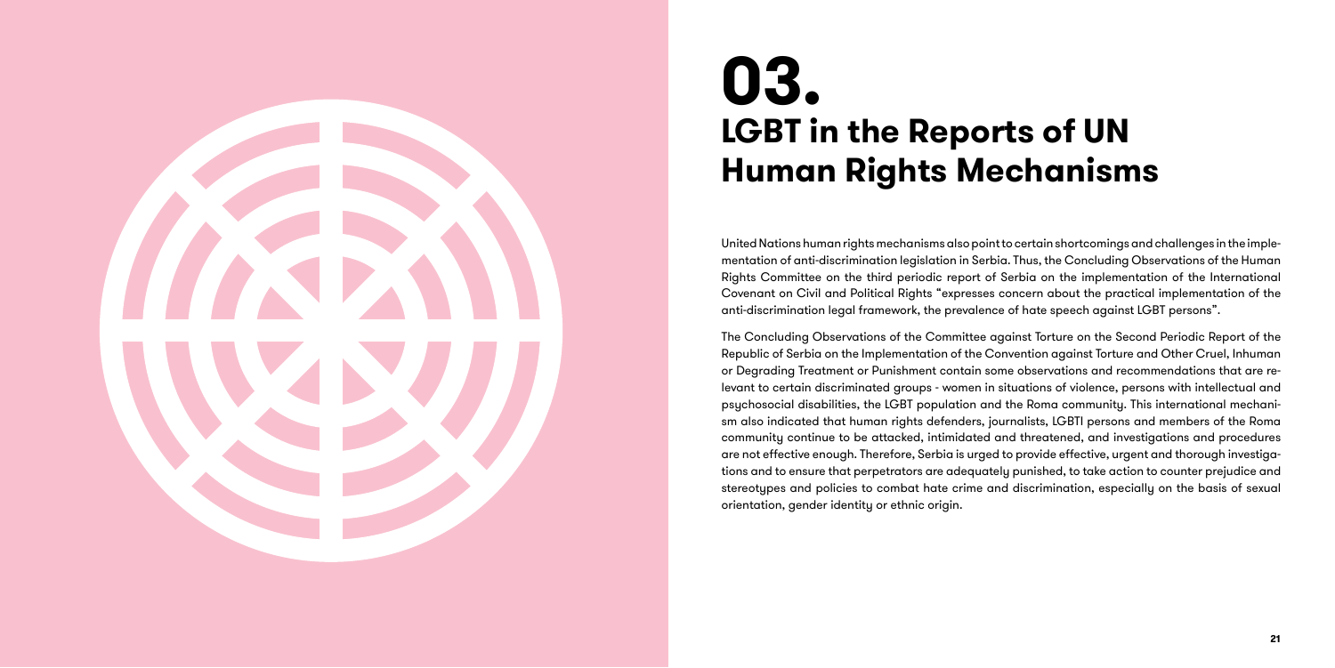# 03. LGBT in the Reports of UN Human Rights Mechanisms

United Nations human rights mechanisms also point to certain shortcomings and challenges in the implementation of anti-discrimination legislation in Serbia. Thus, the Concluding Observations of the Human Rights Committee on the third periodic report of Serbia on the implementation of the International Covenant on Civil and Political Rights "expresses concern about the practical implementation of the anti-discrimination legal framework, the prevalence of hate speech against LGBT persons".

The Concluding Observations of the Committee against Torture on the Second Periodic Report of the Republic of Serbia on the Implementation of the Convention against Torture and Other Cruel, Inhuman or Degrading Treatment or Punishment contain some observations and recommendations that are relevant to certain discriminated groups - women in situations of violence, persons with intellectual and psychosocial disabilities, the LGBT population and the Roma community. This international mechanism also indicated that human rights defenders, journalists, LGBTI persons and members of the Roma community continue to be attacked, intimidated and threatened, and investigations and procedures are not effective enough. Therefore, Serbia is urged to provide effective, urgent and thorough investigations and to ensure that perpetrators are adequately punished, to take action to counter prejudice and stereotypes and policies to combat hate crime and discrimination, especially on the basis of sexual orientation, gender identity or ethnic origin.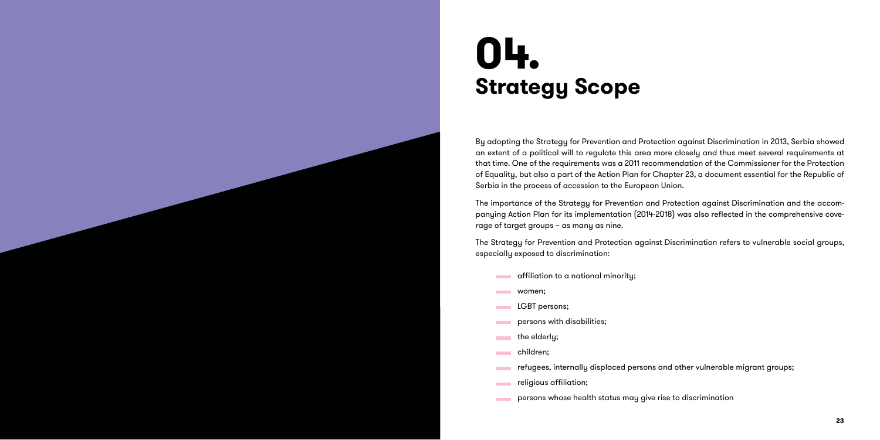# 04. Strategy Scope

By adopting the Strategy for Prevention and Protection against Discrimination in 2013, Serbia showed an extent of a political will to regulate this area more closely and thus meet several requirements at that time. One of the requirements was a 2011 recommendation of the Commissioner for the Protection of Equality, but also a part of the Action Plan for Chapter 23, a document essential for the Republic of Serbia in the process of accession to the European Union.

The importance of the Strategy for Prevention and Protection against Discrimination and the accompanying Action Plan for its implementation (2014-2018) was also reflected in the comprehensive coverage of target groups – as many as nine.

The Strategy for Prevention and Protection against Discrimination refers to vulnerable social groups, especially exposed to discrimination:

- affiliation to a national minority;
- women;
- LGBT persons;
- persons with disabilities;
- the elderly;
- children;
- refugees, internally displaced persons and other vulnerable migrant groups;
- religious affiliation;
- persons whose health status may give rise to discrimination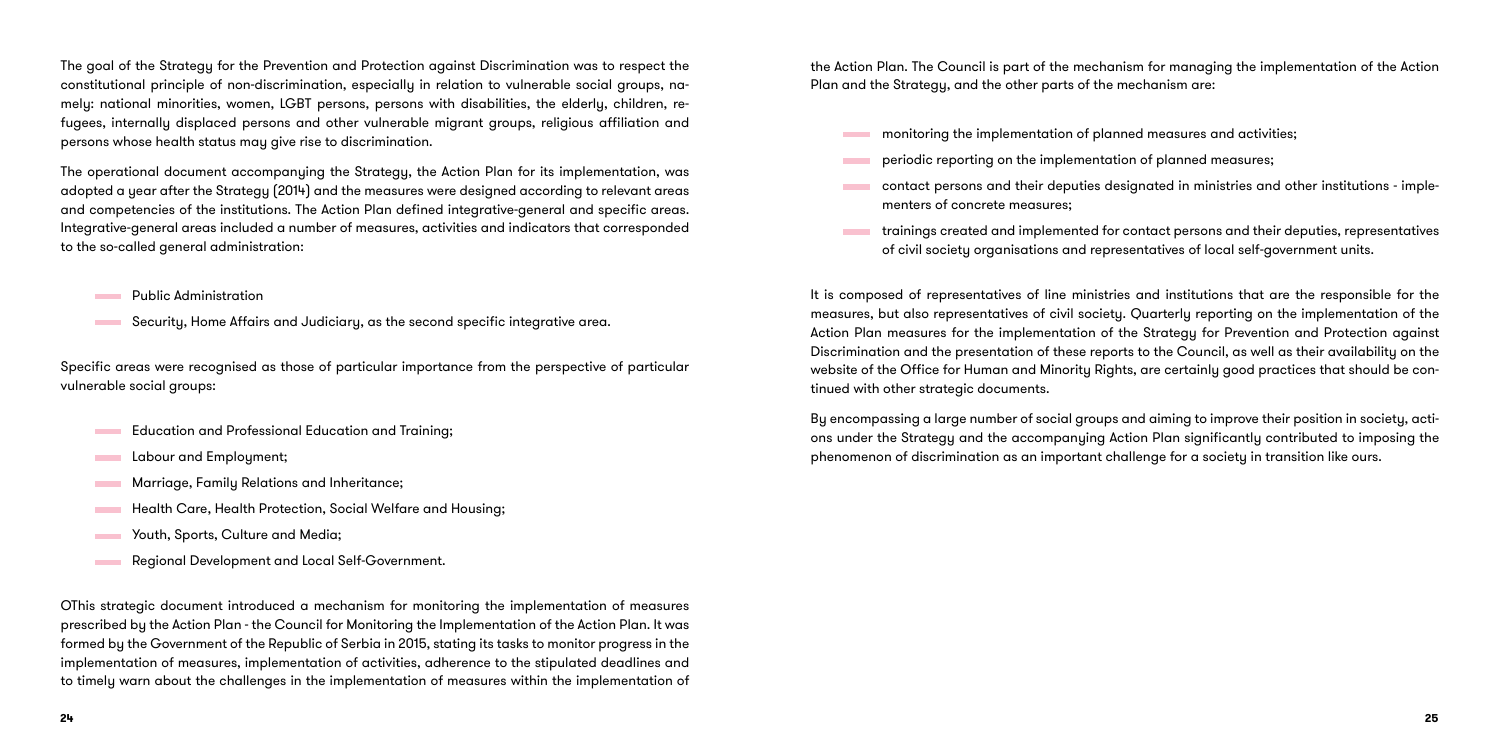The goal of the Strategy for the Prevention and Protection against Discrimination was to respect the constitutional principle of non-discrimination, especially in relation to vulnerable social groups, namely: national minorities, women, LGBT persons, persons with disabilities, the elderly, children, refugees, internally displaced persons and other vulnerable migrant groups, religious affiliation and persons whose health status may give rise to discrimination.

The operational document accompanying the Strategy, the Action Plan for its implementation, was adopted a year after the Strategy (2014) and the measures were designed according to relevant areas and competencies of the institutions. The Action Plan defined integrative-general and specific areas. Integrative-general areas included a number of measures, activities and indicators that corresponded to the so-called general administration:

- Public Administration
- Security, Home Affairs and Judiciary, as the second specific integrative area.

Specific areas were recognised as those of particular importance from the perspective of particular vulnerable social groups:

- Education and Professional Education and Training;
- Labour and Employment;
- Marriage, Family Relations and Inheritance;
- Health Care, Health Protection, Social Welfare and Housing;
- Youth, Sports, Culture and Media;
- Regional Development and Local Self-Government.

OThis strategic document introduced a mechanism for monitoring the implementation of measures prescribed by the Action Plan - the Council for Monitoring the Implementation of the Action Plan. It was formed by the Government of the Republic of Serbia in 2015, stating its tasks to monitor progress in the implementation of measures, implementation of activities, adherence to the stipulated deadlines and to timely warn about the challenges in the implementation of measures within the implementation of the Action Plan. The Council is part of the mechanism for managing the implementation of the Action Plan and the Strategy, and the other parts of the mechanism are:

- monitoring the implementation of planned measures and activities;
- periodic reporting on the implementation of planned measures;
- contact persons and their deputies designated in ministries and other institutions - implementers of concrete measures;
- trainings created and implemented for contact persons and their deputies, representatives of civil society organisations and representatives of local self-government units.

It is composed of representatives of line ministries and institutions that are the responsible for the measures, but also representatives of civil society. Quarterly reporting on the implementation of the Action Plan measures for the implementation of the Strategy for Prevention and Protection against Discrimination and the presentation of these reports to the Council, as well as their availability on the website of the Office for Human and Minority Rights, are certainly good practices that should be continued with other strategic documents.

By encompassing a large number of social groups and aiming to improve their position in society, actions under the Strategy and the accompanying Action Plan significantly contributed to imposing the phenomenon of discrimination as an important challenge for a society in transition like ours.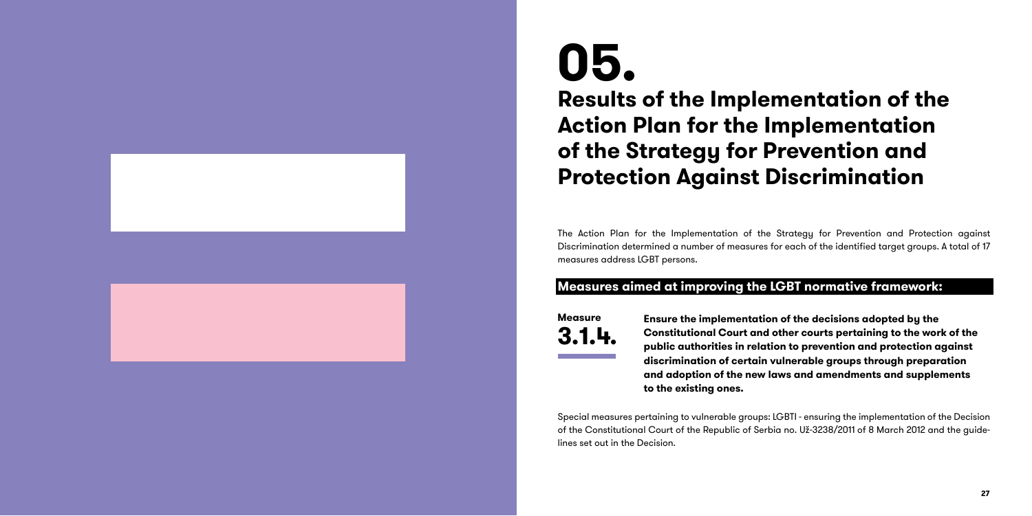# 05.

# Results of the Implementation of the Action Plan for the Implementation of the Strategy for Prevention and Protection Against Discrimination

The Action Plan for the Implementation of the Strategy for Prevention and Protection against Discrimination determined a number of measures for each of the identified target groups. A total of 17 measures address LGBT persons.

## Measures aimed at improving the LGBT normative framework:

### Measure 3.1.4.

**Ensure the implementation of the decisions adopted by the Constitutional Court and other courts pertaining to the work of the public authorities in relation to prevention and protection against discrimination of certain vulnerable groups through preparation and adoption of the new laws and amendments and supplements to the existing ones.**

Special measures pertaining to vulnerable groups: LGBTI - ensuring the implementation of the Decision of the Constitutional Court of the Republic of Serbia no. Už-3238/2011 of 8 March 2012 and the guidelines set out in the Decision.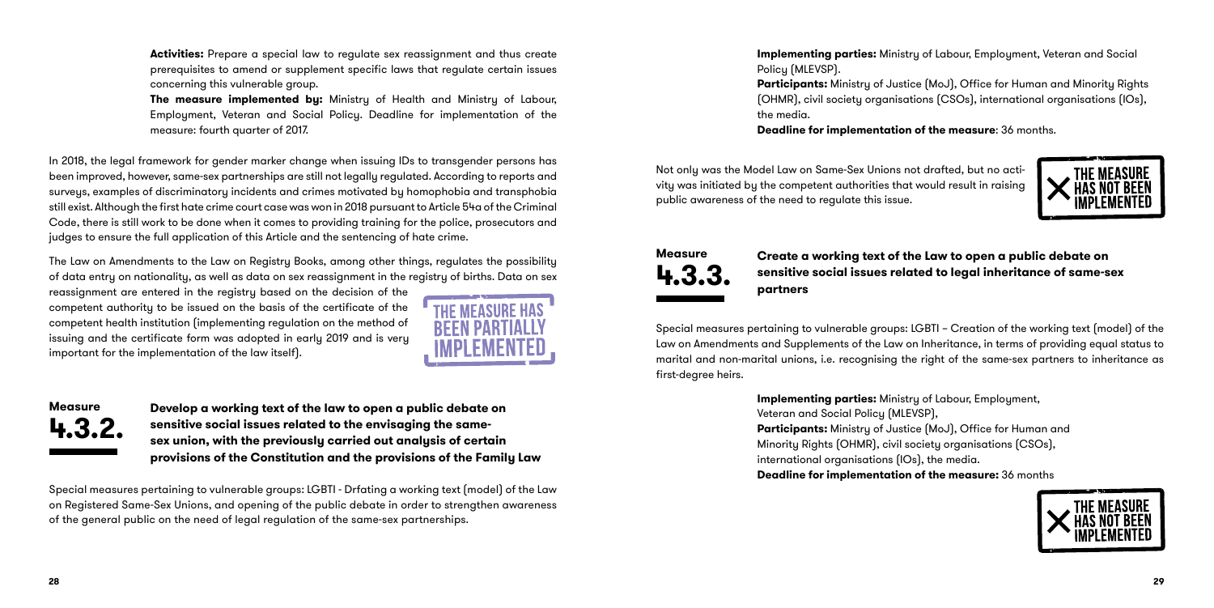**Activities:** Prepare a special law to regulate sex reassignment and thus create prerequisites to amend or supplement specific laws that regulate certain issues concerning this vulnerable group.

**The measure implemented by:** Ministry of Health and Ministry of Labour, Employment, Veteran and Social Policy. Deadline for implementation of the measure: fourth quarter of 2017.

In 2018, the legal framework for gender marker change when issuing IDs to transgender persons has been improved, however, same-sex partnerships are still not legally regulated. According to reports and surveys, examples of discriminatory incidents and crimes motivated by homophobia and transphobia still exist. Although the first hate crime court case was won in 2018 pursuant to Article 54a of the Criminal Code, there is still work to be done when it comes to providing training for the police, prosecutors and judges to ensure the full application of this Article and the sentencing of hate crime.

The Law on Amendments to the Law on Registry Books, among other things, regulates the possibility of data entry on nationality, as well as data on sex reassignment in the registry of births. Data on sex reassignment are entered in the registry based on the decision of the competent authority to be issued on the basis of the certificate of the competent health institution (implementing regulation on the method of issuing and the certificate form was adopted in early 2019 and is very important for the implementation of the law itself).

THE MEASURE HAS BEEN PARTIALLY IMPLEMENTED

## Measure 4.3.2. Develop a working text of the law to open a public debate on sensitive social issues related to the envisaging the same-sex union, with the previously carried out analysis of certain provisions of the Constitution and the provisions of the Family Law

Special measures pertaining to vulnerable groups: LGBTI - Drfating a working text (model) of the Law on Registered Same-Sex Unions, and opening of the public debate in order to strengthen awareness of the general public on the need of legal regulation of the same-sex partnerships.

**Implementing parties:** Ministry of Labour, Employment, Veteran and Social Policy (MLEVSP).
**Participants:** Ministry of Justice (MoJ), Office for Human and Minority Rights (OHMR), civil society organisations (CSOs), international organisations (IOs), the media.
**Deadline for implementation of the measure**: 36 months.

Not only was the Model Law on Same-Sex Unions not drafted, but no activity was initiated by the competent authorities that would result in raising public awareness of the need to regulate this issue.

THE MEASURE HAS NOT BEEN IMPLEMENTED

## Measure 4.3.3. Create a working text of the Law to open a public debate on sensitive social issues related to legal inheritance of same-sex partners

Special measures pertaining to vulnerable groups: LGBTI – Creation of the working text (model) of the Law on Amendments and Supplements of the Law on Inheritance, in terms of providing equal status to marital and non-marital unions, i.e. recognising the right of the same-sex partners to inheritance as first-degree heirs.

**Implementing parties:** Ministry of Labour, Employment, Veteran and Social Policy (MLEVSP),
**Participants:** Ministry of Justice (MoJ), Office for Human and Minority Rights (OHMR), civil society organisations (CSOs), international organisations (IOs), the media.
**Deadline for implementation of the measure:** 36 months

THE MEASURE HAS NOT BEEN IMPLEMENTED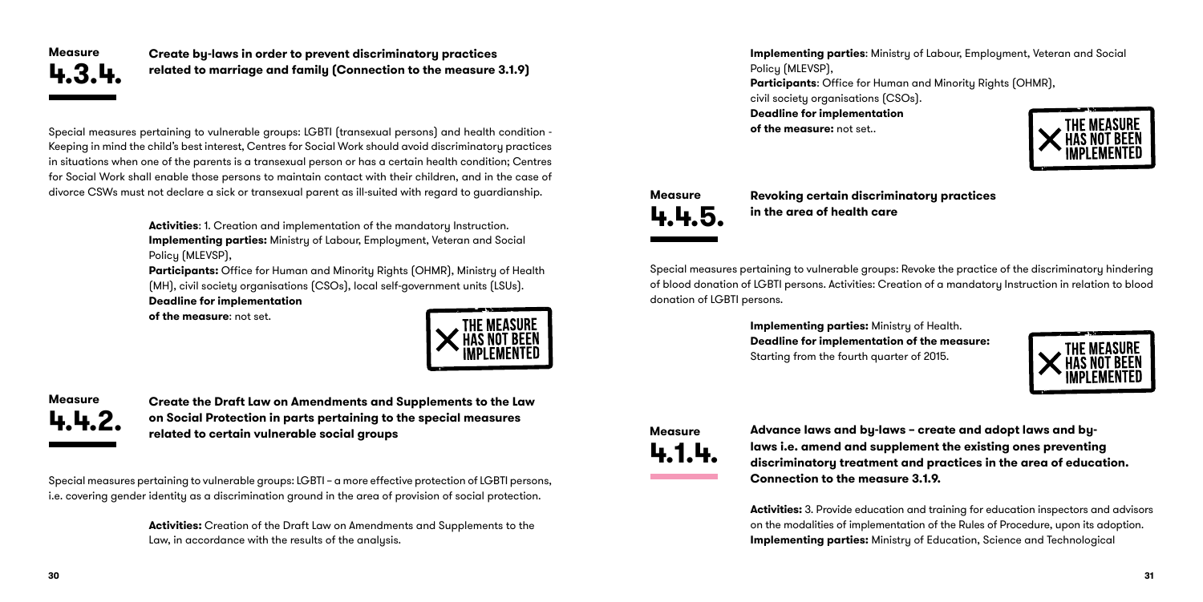## Measure 4.3.4.

**Create by-laws in order to prevent discriminatory practices related to marriage and family (Connection to the measure 3.1.9)**

Special measures pertaining to vulnerable groups: LGBTI (transexual persons) and health condition - Keeping in mind the child's best interest, Centres for Social Work should avoid discriminatory practices in situations when one of the parents is a transexual person or has a certain health condition; Centres for Social Work shall enable those persons to maintain contact with their children, and in the case of divorce CSWs must not declare a sick or transexual parent as ill-suited with regard to guardianship.

**Activities**: 1. Creation and implementation of the mandatory Instruction.
**Implementing parties:** Ministry of Labour, Employment, Veteran and Social Policy (MLEVSP),
**Participants:** Office for Human and Minority Rights (OHMR), Ministry of Health (MH), civil society organisations (CSOs), local self-government units (LSUs).
**Deadline for implementation of the measure**: not set.

THE MEASURE HAS NOT BEEN IMPLEMENTED

## Measure 4.4.2.

**Create the Draft Law on Amendments and Supplements to the Law on Social Protection in parts pertaining to the special measures related to certain vulnerable social groups**

Special measures pertaining to vulnerable groups: LGBTI – a more effective protection of LGBTI persons, i.e. covering gender identity as a discrimination ground in the area of provision of social protection.

**Activities:** Creation of the Draft Law on Amendments and Supplements to the Law, in accordance with the results of the analysis.

**Implementing parties**: Ministry of Labour, Employment, Veteran and Social Policy (MLEVSP),
**Participants**: Office for Human and Minority Rights (OHMR), civil society organisations (CSOs).
**Deadline for implementation of the measure:** not set..

THE MEASURE HAS NOT BEEN IMPLEMENTED

## Measure 4.4.5.

**Revoking certain discriminatory practices in the area of health care**

Special measures pertaining to vulnerable groups: Revoke the practice of the discriminatory hindering of blood donation of LGBTI persons. Activities: Creation of a mandatory Instruction in relation to blood donation of LGBTI persons.

**Implementing parties:** Ministry of Health.
**Deadline for implementation of the measure:** Starting from the fourth quarter of 2015.

THE MEASURE HAS NOT BEEN IMPLEMENTED

## Measure 4.1.4.

**Advance laws and by-laws – create and adopt laws and by-laws i.e. amend and supplement the existing ones preventing discriminatory treatment and practices in the area of education. Connection to the measure 3.1.9.**

**Activities:** 3. Provide education and training for education inspectors and advisors on the modalities of implementation of the Rules of Procedure, upon its adoption.
**Implementing parties:** Ministry of Education, Science and Technological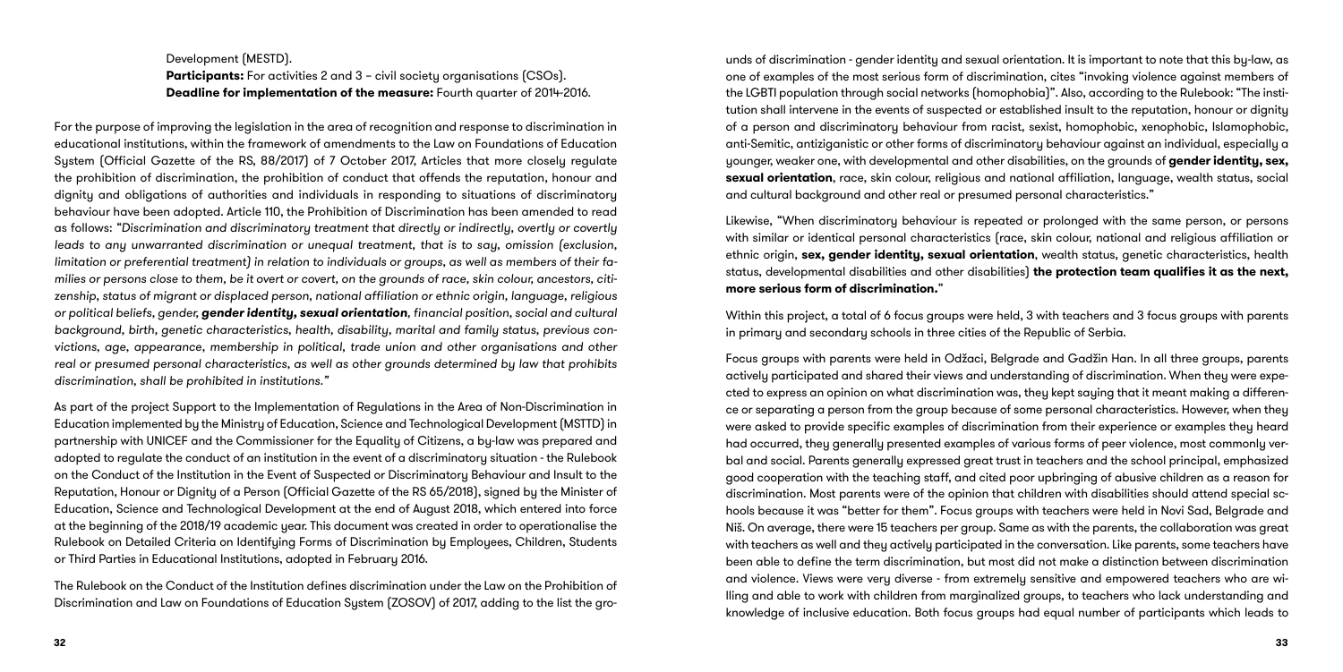Development (MESTD).

**Participants:** For activities 2 and 3 – civil society organisations (CSOs).

**Deadline for implementation of the measure:** Fourth quarter of 2014-2016.

For the purpose of improving the legislation in the area of recognition and response to discrimination in educational institutions, within the framework of amendments to the Law on Foundations of Education System (Official Gazette of the RS, 88/2017) of 7 October 2017, Articles that more closely regulate the prohibition of discrimination, the prohibition of conduct that offends the reputation, honour and dignity and obligations of authorities and individuals in responding to situations of discriminatory behaviour have been adopted. Article 110, the Prohibition of Discrimination has been amended to read as follows: *"Discrimination and discriminatory treatment that directly or indirectly, overtly or covertly leads to any unwarranted discrimination or unequal treatment, that is to say, omission (exclusion, limitation or preferential treatment) in relation to individuals or groups, as well as members of their families or persons close to them, be it overt or covert, on the grounds of race, skin colour, ancestors, citizenship, status of migrant or displaced person, national affiliation or ethnic origin, language, religious or political beliefs, gender,* ***gender identity, sexual orientation****, financial position, social and cultural background, birth, genetic characteristics, health, disability, marital and family status, previous convictions, age, appearance, membership in political, trade union and other organisations and other real or presumed personal characteristics, as well as other grounds determined by law that prohibits discrimination, shall be prohibited in institutions."*

As part of the project Support to the Implementation of Regulations in the Area of Non-Discrimination in Education implemented by the Ministry of Education, Science and Technological Development (MSTTD) in partnership with UNICEF and the Commissioner for the Equality of Citizens, a by-law was prepared and adopted to regulate the conduct of an institution in the event of a discriminatory situation - the Rulebook on the Conduct of the Institution in the Event of Suspected or Discriminatory Behaviour and Insult to the Reputation, Honour or Dignity of a Person (Official Gazette of the RS 65/2018), signed by the Minister of Education, Science and Technological Development at the end of August 2018, which entered into force at the beginning of the 2018/19 academic year. This document was created in order to operationalise the Rulebook on Detailed Criteria on Identifying Forms of Discrimination by Employees, Children, Students or Third Parties in Educational Institutions, adopted in February 2016.

The Rulebook on the Conduct of the Institution defines discrimination under the Law on the Prohibition of Discrimination and Law on Foundations of Education System (ZOSOV) of 2017, adding to the list the grounds of discrimination - gender identity and sexual orientation. It is important to note that this by-law, as one of examples of the most serious form of discrimination, cites "invoking violence against members of the LGBTI population through social networks (homophobia)". Also, according to the Rulebook: "The institution shall intervene in the events of suspected or established insult to the reputation, honour or dignity of a person and discriminatory behaviour from racist, sexist, homophobic, xenophobic, Islamophobic, anti-Semitic, antiziganistic or other forms of discriminatory behaviour against an individual, especially a younger, weaker one, with developmental and other disabilities, on the grounds of **gender identity, sex, sexual orientation**, race, skin colour, religious and national affiliation, language, wealth status, social and cultural background and other real or presumed personal characteristics."

Likewise, "When discriminatory behaviour is repeated or prolonged with the same person, or persons with similar or identical personal characteristics (race, skin colour, national and religious affiliation or ethnic origin, **sex, gender identity, sexual orientation**, wealth status, genetic characteristics, health status, developmental disabilities and other disabilities) **the protection team qualifies it as the next, more serious form of discrimination.**"

Within this project, a total of 6 focus groups were held, 3 with teachers and 3 focus groups with parents in primary and secondary schools in three cities of the Republic of Serbia.

Focus groups with parents were held in Odžaci, Belgrade and Gadžin Han. In all three groups, parents actively participated and shared their views and understanding of discrimination. When they were expected to express an opinion on what discrimination was, they kept saying that it meant making a difference or separating a person from the group because of some personal characteristics. However, when they were asked to provide specific examples of discrimination from their experience or examples they heard had occurred, they generally presented examples of various forms of peer violence, most commonly verbal and social. Parents generally expressed great trust in teachers and the school principal, emphasized good cooperation with the teaching staff, and cited poor upbringing of abusive children as a reason for discrimination. Most parents were of the opinion that children with disabilities should attend special schools because it was "better for them". Focus groups with teachers were held in Novi Sad, Belgrade and Niš. On average, there were 15 teachers per group. Same as with the parents, the collaboration was great with teachers as well and they actively participated in the conversation. Like parents, some teachers have been able to define the term discrimination, but most did not make a distinction between discrimination and violence. Views were very diverse - from extremely sensitive and empowered teachers who are willing and able to work with children from marginalized groups, to teachers who lack understanding and knowledge of inclusive education. Both focus groups had equal number of participants which leads to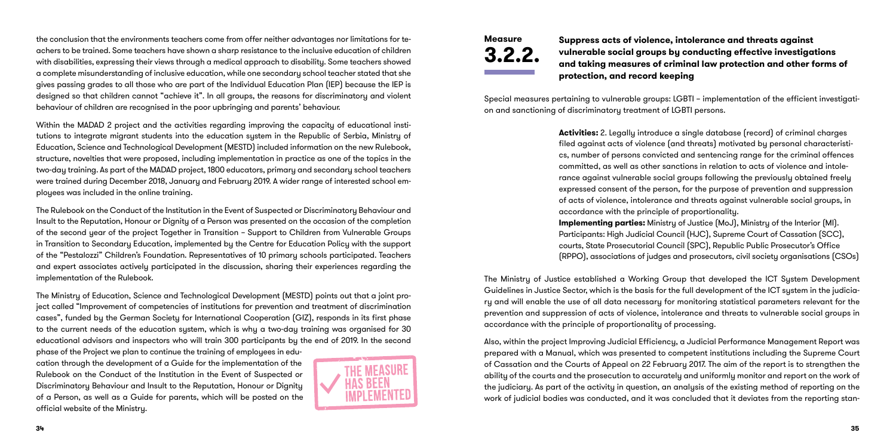the conclusion that the environments teachers come from offer neither advantages nor limitations for teachers to be trained. Some teachers have shown a sharp resistance to the inclusive education of children with disabilities, expressing their views through a medical approach to disability. Some teachers showed a complete misunderstanding of inclusive education, while one secondary school teacher stated that she gives passing grades to all those who are part of the Individual Education Plan (IEP) because the IEP is designed so that children cannot "achieve it". In all groups, the reasons for discriminatory and violent behaviour of children are recognised in the poor upbringing and parents' behaviour.

Within the MADAD 2 project and the activities regarding improving the capacity of educational institutions to integrate migrant students into the education system in the Republic of Serbia, Ministry of Education, Science and Technological Development (MESTD) included information on the new Rulebook, structure, novelties that were proposed, including implementation in practice as one of the topics in the two-day training. As part of the MADAD project, 1800 educators, primary and secondary school teachers were trained during December 2018, January and February 2019. A wider range of interested school employees was included in the online training.

The Rulebook on the Conduct of the Institution in the Event of Suspected or Discriminatory Behaviour and Insult to the Reputation, Honour or Dignity of a Person was presented on the occasion of the completion of the second year of the project Together in Transition – Support to Children from Vulnerable Groups in Transition to Secondary Education, implemented by the Centre for Education Policy with the support of the "Pestalozzi" Children's Foundation. Representatives of 10 primary schools participated. Teachers and expert associates actively participated in the discussion, sharing their experiences regarding the implementation of the Rulebook.

The Ministry of Education, Science and Technological Development (MESTD) points out that a joint project called "Improvement of competencies of institutions for prevention and treatment of discrimination cases", funded by the German Society for International Cooperation (GIZ), responds in its first phase to the current needs of the education system, which is why a two-day training was organised for 30 educational advisors and inspectors who will train 300 participants by the end of 2019. In the second phase of the Project we plan to continue the training of employees in education through the development of a Guide for the implementation of the Rulebook on the Conduct of the Institution in the Event of Suspected or Discriminatory Behaviour and Insult to the Reputation, Honour or Dignity of a Person, as well as a Guide for parents, which will be posted on the official website of the Ministry.

THE MEASURE HAS BEEN IMPLEMENTED

## Measure 3.2.2.

**Suppress acts of violence, intolerance and threats against vulnerable social groups by conducting effective investigations and taking measures of criminal law protection and other forms of protection, and record keeping**

Special measures pertaining to vulnerable groups: LGBTI – implementation of the efficient investigation and sanctioning of discriminatory treatment of LGBTI persons.

**Activities:** 2. Legally introduce a single database (record) of criminal charges filed against acts of violence (and threats) motivated by personal characteristics, number of persons convicted and sentencing range for the criminal offences committed, as well as other sanctions in relation to acts of violence and intolerance against vulnerable social groups following the previously obtained freely expressed consent of the person, for the purpose of prevention and suppression of acts of violence, intolerance and threats against vulnerable social groups, in accordance with the principle of proportionality.

**Implementing parties:** Ministry of Justice (MoJ), Ministry of the Interior (MI). Participants: High Judicial Council (HJC), Supreme Court of Cassation (SCC), courts, State Prosecutorial Council (SPC), Republic Public Prosecutor's Office (RPPO), associations of judges and prosecutors, civil society organisations (CSOs)

The Ministry of Justice established a Working Group that developed the ICT System Development Guidelines in Justice Sector, which is the basis for the full development of the ICT system in the judiciary and will enable the use of all data necessary for monitoring statistical parameters relevant for the prevention and suppression of acts of violence, intolerance and threats to vulnerable social groups in accordance with the principle of proportionality of processing.

Also, within the project Improving Judicial Efficiency, a Judicial Performance Management Report was prepared with a Manual, which was presented to competent institutions including the Supreme Court of Cassation and the Courts of Appeal on 22 February 2017. The aim of the report is to strengthen the ability of the courts and the prosecution to accurately and uniformly monitor and report on the work of the judiciary. As part of the activity in question, an analysis of the existing method of reporting on the work of judicial bodies was conducted, and it was concluded that it deviates from the reporting stan-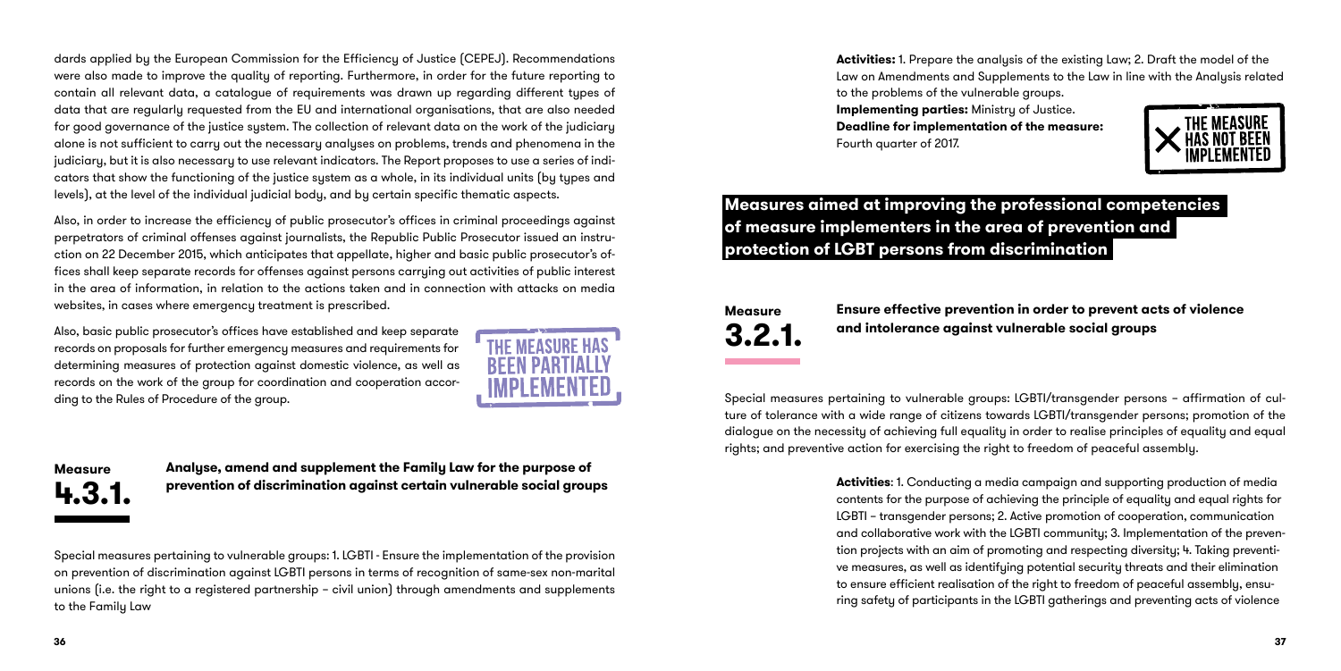dards applied by the European Commission for the Efficiency of Justice (CEPEJ). Recommendations were also made to improve the quality of reporting. Furthermore, in order for the future reporting to contain all relevant data, a catalogue of requirements was drawn up regarding different types of data that are regularly requested from the EU and international organisations, that are also needed for good governance of the justice system. The collection of relevant data on the work of the judiciary alone is not sufficient to carry out the necessary analyses on problems, trends and phenomena in the judiciary, but it is also necessary to use relevant indicators. The Report proposes to use a series of indicators that show the functioning of the justice system as a whole, in its individual units (by types and levels), at the level of the individual judicial body, and by certain specific thematic aspects.

Also, in order to increase the efficiency of public prosecutor's offices in criminal proceedings against perpetrators of criminal offenses against journalists, the Republic Public Prosecutor issued an instruction on 22 December 2015, which anticipates that appellate, higher and basic public prosecutor's offices shall keep separate records for offenses against persons carrying out activities of public interest in the area of information, in relation to the actions taken and in connection with attacks on media websites, in cases where emergency treatment is prescribed.

Also, basic public prosecutor's offices have established and keep separate records on proposals for further emergency measures and requirements for determining measures of protection against domestic violence, as well as records on the work of the group for coordination and cooperation according to the Rules of Procedure of the group.

THE MEASURE HAS BEEN PARTIALLY IMPLEMENTED

## Measure 4.3.1.

**Analyse, amend and supplement the Family Law for the purpose of prevention of discrimination against certain vulnerable social groups**

Special measures pertaining to vulnerable groups: 1. LGBTI - Ensure the implementation of the provision on prevention of discrimination against LGBTI persons in terms of recognition of same-sex non-marital unions (i.e. the right to a registered partnership – civil union) through amendments and supplements to the Family Law

**Activities:** 1. Prepare the analysis of the existing Law; 2. Draft the model of the Law on Amendments and Supplements to the Law in line with the Analysis related to the problems of the vulnerable groups.

**Implementing parties:** Ministry of Justice.

**Deadline for implementation of the measure:** Fourth quarter of 2017.

THE MEASURE HAS NOT BEEN IMPLEMENTED

# Measures aimed at improving the professional competencies of measure implementers in the area of prevention and protection of LGBT persons from discrimination

## Measure 3.2.1.

**Ensure effective prevention in order to prevent acts of violence and intolerance against vulnerable social groups**

Special measures pertaining to vulnerable groups: LGBTI/transgender persons – affirmation of culture of tolerance with a wide range of citizens towards LGBTI/transgender persons; promotion of the dialogue on the necessity of achieving full equality in order to realise principles of equality and equal rights; and preventive action for exercising the right to freedom of peaceful assembly.

**Activities**: 1. Conducting a media campaign and supporting production of media contents for the purpose of achieving the principle of equality and equal rights for LGBTI – transgender persons; 2. Active promotion of cooperation, communication and collaborative work with the LGBTI community; 3. Implementation of the prevention projects with an aim of promoting and respecting diversity; 4. Taking preventive measures, as well as identifying potential security threats and their elimination to ensure efficient realisation of the right to freedom of peaceful assembly, ensuring safety of participants in the LGBTI gatherings and preventing acts of violence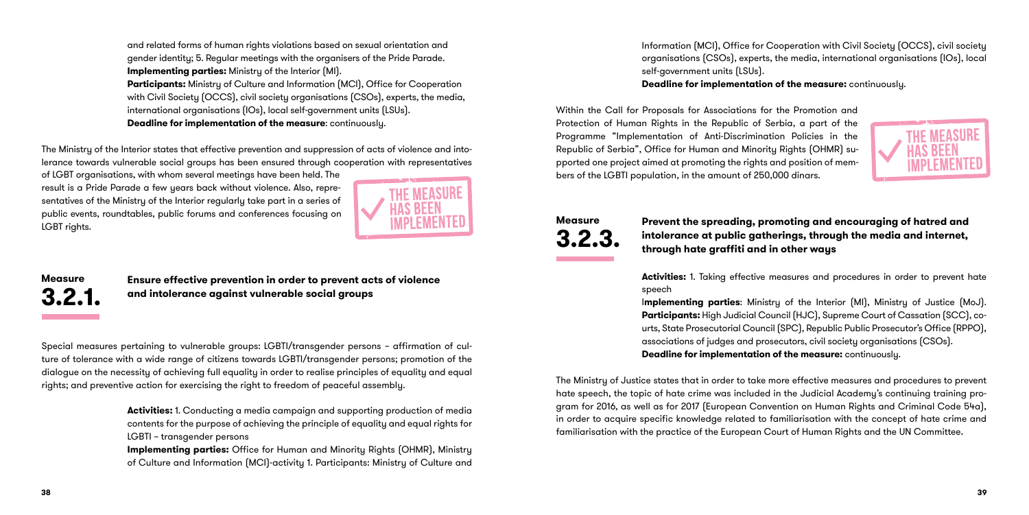and related forms of human rights violations based on sexual orientation and gender identity; 5. Regular meetings with the organisers of the Pride Parade.
**Implementing parties:** Ministry of the Interior (MI).
**Participants:** Ministry of Culture and Information (MCI), Office for Cooperation with Civil Society (OCCS), civil society organisations (CSOs), experts, the media, international organisations (IOs), local self-government units (LSUs).
**Deadline for implementation of the measure**: continuously.

The Ministry of the Interior states that effective prevention and suppression of acts of violence and intolerance towards vulnerable social groups has been ensured through cooperation with representatives of LGBT organisations, with whom several meetings have been held. The result is a Pride Parade a few years back without violence. Also, representatives of the Ministry of the Interior regularly take part in a series of public events, roundtables, public forums and conferences focusing on LGBT rights.

THE MEASURE HAS BEEN IMPLEMENTED

## Measure 3.2.1. Ensure effective prevention in order to prevent acts of violence and intolerance against vulnerable social groups

Special measures pertaining to vulnerable groups: LGBTI/transgender persons – affirmation of culture of tolerance with a wide range of citizens towards LGBTI/transgender persons; promotion of the dialogue on the necessity of achieving full equality in order to realise principles of equality and equal rights; and preventive action for exercising the right to freedom of peaceful assembly.

**Activities:** 1. Conducting a media campaign and supporting production of media contents for the purpose of achieving the principle of equality and equal rights for LGBTI – transgender persons
**Implementing parties:** Office for Human and Minority Rights (OHMR), Ministry of Culture and Information (MCI)-activity 1. Participants: Ministry of Culture and Information (MCI), Office for Cooperation with Civil Society (OCCS), civil society organisations (CSOs), experts, the media, international organisations (IOs), local self-government units (LSUs).
**Deadline for implementation of the measure:** continuously.

Within the Call for Proposals for Associations for the Promotion and Protection of Human Rights in the Republic of Serbia, a part of the Programme "Implementation of Anti-Discrimination Policies in the Republic of Serbia", Office for Human and Minority Rights (OHMR) supported one project aimed at promoting the rights and position of members of the LGBTI population, in the amount of 250,000 dinars.

THE MEASURE HAS BEEN IMPLEMENTED

## Measure 3.2.3. Prevent the spreading, promoting and encouraging of hatred and intolerance at public gatherings, through the media and internet, through hate graffiti and in other ways

**Activities:** 1. Taking effective measures and procedures in order to prevent hate speech
**Implementing parties**: Ministry of the Interior (MI), Ministry of Justice (MoJ).
**Participants:** High Judicial Council (HJC), Supreme Court of Cassation (SCC), courts, State Prosecutorial Council (SPC), Republic Public Prosecutor's Office (RPPO), associations of judges and prosecutors, civil society organisations (CSOs).
**Deadline for implementation of the measure:** continuously.

The Ministry of Justice states that in order to take more effective measures and procedures to prevent hate speech, the topic of hate crime was included in the Judicial Academy's continuing training program for 2016, as well as for 2017 (European Convention on Human Rights and Criminal Code 54a), in order to acquire specific knowledge related to familiarisation with the concept of hate crime and familiarisation with the practice of the European Court of Human Rights and the UN Committee.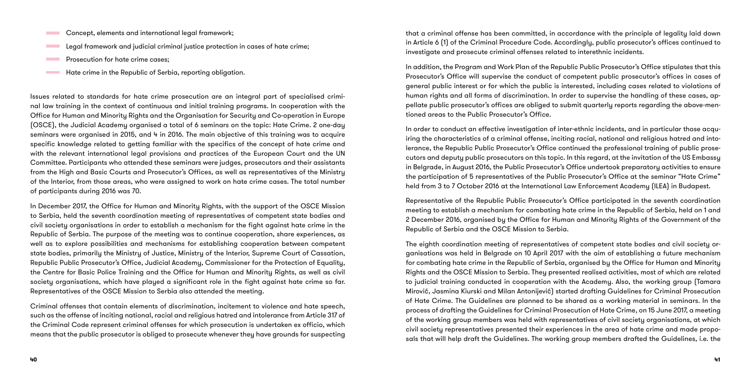- Concept, elements and international legal framework;
- Legal framework and judicial criminal justice protection in cases of hate crime;
- Prosecution for hate crime cases;
- Hate crime in the Republic of Serbia, reporting obligation.

Issues related to standards for hate crime prosecution are an integral part of specialised criminal law training in the context of continuous and initial training programs. In cooperation with the Office for Human and Minority Rights and the Organisation for Security and Co-operation in Europe (OSCE), the Judicial Academy organised a total of 6 seminars on the topic: Hate Crime. 2 one-day seminars were organised in 2015, and 4 in 2016. The main objective of this training was to acquire specific knowledge related to getting familiar with the specifics of the concept of hate crime and with the relevant international legal provisions and practices of the European Court and the UN Committee. Participants who attended these seminars were judges, prosecutors and their assistants from the High and Basic Courts and Prosecutor's Offices, as well as representatives of the Ministry of the Interior, from those areas, who were assigned to work on hate crime cases. The total number of participants during 2016 was 70.

In December 2017, the Office for Human and Minority Rights, with the support of the OSCE Mission to Serbia, held the seventh coordination meeting of representatives of competent state bodies and civil society organisations in order to establish a mechanism for the fight against hate crime in the Republic of Serbia. The purpose of the meeting was to continue cooperation, share experiences, as well as to explore possibilities and mechanisms for establishing cooperation between competent state bodies, primarily the Ministry of Justice, Ministry of the Interior, Supreme Court of Cassation, Republic Public Prosecutor's Office, Judicial Academy, Commissioner for the Protection of Equality, the Centre for Basic Police Training and the Office for Human and Minority Rights, as well as civil society organisations, which have played a significant role in the fight against hate crime so far. Representatives of the OSCE Mission to Serbia also attended the meeting.

Criminal offenses that contain elements of discrimination, incitement to violence and hate speech, such as the offense of inciting national, racial and religious hatred and intolerance from Article 317 of the Criminal Code represent criminal offenses for which prosecution is undertaken ex officio, which means that the public prosecutor is obliged to prosecute whenever they have grounds for suspecting that a criminal offense has been committed, in accordance with the principle of legality laid down in Article 6 (1) of the Criminal Procedure Code. Accordingly, public prosecutor's offices continued to investigate and prosecute criminal offenses related to interethnic incidents.

In addition, the Program and Work Plan of the Republic Public Prosecutor's Office stipulates that this Prosecutor's Office will supervise the conduct of competent public prosecutor's offices in cases of general public interest or for which the public is interested, including cases related to violations of human rights and all forms of discrimination. In order to supervise the handling of these cases, appellate public prosecutor's offices are obliged to submit quarterly reports regarding the above-mentioned areas to the Public Prosecutor's Office.

In order to conduct an effective investigation of inter-ethnic incidents, and in particular those acquiring the characteristics of a criminal offense, inciting racial, national and religious hatred and intolerance, the Republic Public Prosecutor's Office continued the professional training of public prosecutors and deputy public prosecutors on this topic. In this regard, at the invitation of the US Embassy in Belgrade, in August 2016, the Public Prosecutor's Office undertook preparatory activities to ensure the participation of 5 representatives of the Public Prosecutor's Office at the seminar "Hate Crime" held from 3 to 7 October 2016 at the International Law Enforcement Academy (ILEA) in Budapest.

Representative of the Republic Public Prosecutor's Office participated in the seventh coordination meeting to establish a mechanism for combating hate crime in the Republic of Serbia, held on 1 and 2 December 2016, organised by the Office for Human and Minority Rights of the Government of the Republic of Serbia and the OSCE Mission to Serbia.

The eighth coordination meeting of representatives of competent state bodies and civil society organisations was held in Belgrade on 10 April 2017 with the aim of establishing a future mechanism for combating hate crime in the Republic of Serbia, organised by the Office for Human and Minority Rights and the OSCE Mission to Serbia. They presented realised activities, most of which are related to judicial training conducted in cooperation with the Academy. Also, the working group (Tamara Mirović, Jasmina Kiurski and Milan Antonijević) started drafting Guidelines for Criminal Prosecution of Hate Crime. The Guidelines are planned to be shared as a working material in seminars. In the process of drafting the Guidelines for Criminal Prosecution of Hate Crime, on 15 June 2017, a meeting of the working group members was held with representatives of civil society organisations, at which civil society representatives presented their experiences in the area of hate crime and made proposals that will help draft the Guidelines. The working group members drafted the Guidelines, i.e. the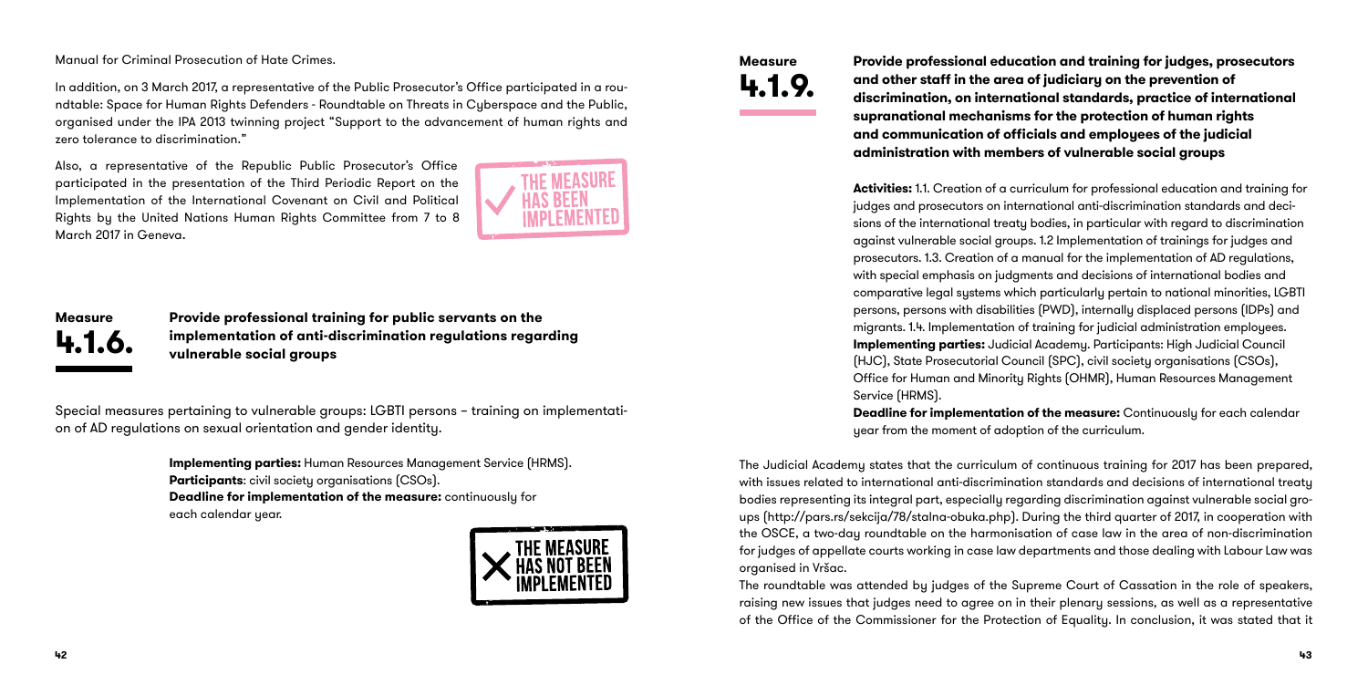Manual for Criminal Prosecution of Hate Crimes.

In addition, on 3 March 2017, a representative of the Public Prosecutor's Office participated in a roundtable: Space for Human Rights Defenders - Roundtable on Threats in Cyberspace and the Public, organised under the IPA 2013 twinning project "Support to the advancement of human rights and zero tolerance to discrimination."

Also, a representative of the Republic Public Prosecutor's Office participated in the presentation of the Third Periodic Report on the Implementation of the International Covenant on Civil and Political Rights by the United Nations Human Rights Committee from 7 to 8 March 2017 in Geneva.

THE MEASURE HAS BEEN IMPLEMENTED

## Measure 4.1.6.

**Provide professional training for public servants on the implementation of anti-discrimination regulations regarding vulnerable social groups**

Special measures pertaining to vulnerable groups: LGBTI persons – training on implementation of AD regulations on sexual orientation and gender identity.

**Implementing parties:** Human Resources Management Service (HRMS).
**Participants**: civil society organisations (CSOs).
**Deadline for implementation of the measure:** continuously for each calendar year.

THE MEASURE HAS NOT BEEN IMPLEMENTED

## Measure 4.1.9.

**Provide professional education and training for judges, prosecutors and other staff in the area of judiciary on the prevention of discrimination, on international standards, practice of international supranational mechanisms for the protection of human rights and communication of officials and employees of the judicial administration with members of vulnerable social groups**

**Activities:** 1.1. Creation of a curriculum for professional education and training for judges and prosecutors on international anti-discrimination standards and decisions of the international treaty bodies, in particular with regard to discrimination against vulnerable social groups. 1.2 Implementation of trainings for judges and prosecutors. 1.3. Creation of a manual for the implementation of AD regulations, with special emphasis on judgments and decisions of international bodies and comparative legal systems which particularly pertain to national minorities, LGBTI persons, persons with disabilities (PWD), internally displaced persons (IDPs) and migrants. 1.4. Implementation of training for judicial administration employees.
**Implementing parties:** Judicial Academy. Participants: High Judicial Council (HJC), State Prosecutorial Council (SPC), civil society organisations (CSOs), Office for Human and Minority Rights (OHMR), Human Resources Management Service (HRMS).
**Deadline for implementation of the measure:** Continuously for each calendar year from the moment of adoption of the curriculum.

The Judicial Academy states that the curriculum of continuous training for 2017 has been prepared, with issues related to international anti-discrimination standards and decisions of international treaty bodies representing its integral part, especially regarding discrimination against vulnerable social groups (http://pars.rs/sekcija/78/stalna-obuka.php). During the third quarter of 2017, in cooperation with the OSCE, a two-day roundtable on the harmonisation of case law in the area of non-discrimination for judges of appellate courts working in case law departments and those dealing with Labour Law was organised in Vršac.

The roundtable was attended by judges of the Supreme Court of Cassation in the role of speakers, raising new issues that judges need to agree on in their plenary sessions, as well as a representative of the Office of the Commissioner for the Protection of Equality. In conclusion, it was stated that it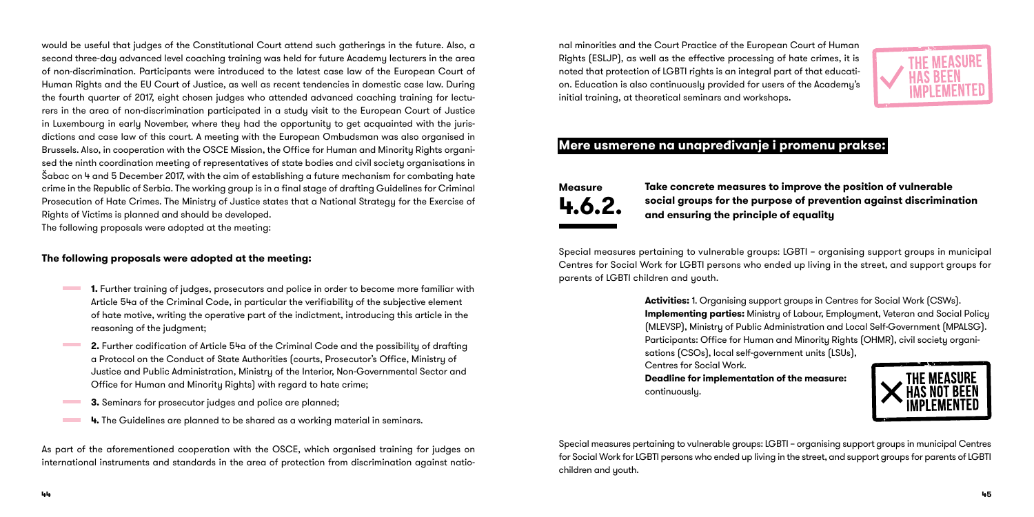would be useful that judges of the Constitutional Court attend such gatherings in the future. Also, a second three-day advanced level coaching training was held for future Academy lecturers in the area of non-discrimination. Participants were introduced to the latest case law of the European Court of Human Rights and the EU Court of Justice, as well as recent tendencies in domestic case law. During the fourth quarter of 2017, eight chosen judges who attended advanced coaching training for lecturers in the area of non-discrimination participated in a study visit to the European Court of Justice in Luxembourg in early November, where they had the opportunity to get acquainted with the jurisdictions and case law of this court. A meeting with the European Ombudsman was also organised in Brussels. Also, in cooperation with the OSCE Mission, the Office for Human and Minority Rights organised the ninth coordination meeting of representatives of state bodies and civil society organisations in Šabac on 4 and 5 December 2017, with the aim of establishing a future mechanism for combating hate crime in the Republic of Serbia. The working group is in a final stage of drafting Guidelines for Criminal Prosecution of Hate Crimes. The Ministry of Justice states that a National Strategy for the Exercise of Rights of Victims is planned and should be developed.
The following proposals were adopted at the meeting:

**The following proposals were adopted at the meeting:**

- **1.** Further training of judges, prosecutors and police in order to become more familiar with Article 54a of the Criminal Code, in particular the verifiability of the subjective element of hate motive, writing the operative part of the indictment, introducing this article in the reasoning of the judgment;
- **2.** Further codification of Article 54a of the Criminal Code and the possibility of drafting a Protocol on the Conduct of State Authorities (courts, Prosecutor's Office, Ministry of Justice and Public Administration, Ministry of the Interior, Non-Governmental Sector and Office for Human and Minority Rights) with regard to hate crime;
- **3.** Seminars for prosecutor judges and police are planned;
- **4.** The Guidelines are planned to be shared as a working material in seminars.

As part of the aforementioned cooperation with the OSCE, which organised training for judges on international instruments and standards in the area of protection from discrimination against national minorities and the Court Practice of the European Court of Human Rights (ESLJP), as well as the effective processing of hate crimes, it is noted that protection of LGBTI rights is an integral part of that education. Education is also continuously provided for users of the Academy's initial training, at theoretical seminars and workshops.

THE MEASURE HAS BEEN IMPLEMENTED

## Mere usmerene na unapređivanje i promenu prakse:

**Measure 4.6.2.**

**Take concrete measures to improve the position of vulnerable social groups for the purpose of prevention against discrimination and ensuring the principle of equality**

Special measures pertaining to vulnerable groups: LGBTI – organising support groups in municipal Centres for Social Work for LGBTI persons who ended up living in the street, and support groups for parents of LGBTI children and youth.

**Activities:** 1. Organising support groups in Centres for Social Work (CSWs).
**Implementing parties:** Ministry of Labour, Employment, Veteran and Social Policy (MLEVSP), Ministry of Public Administration and Local Self-Government (MPALSG).
Participants: Office for Human and Minority Rights (OHMR), civil society organisations (CSOs), local self-government units (LSUs),
Centres for Social Work.
**Deadline for implementation of the measure:**
continuously.

THE MEASURE HAS NOT BEEN IMPLEMENTED

Special measures pertaining to vulnerable groups: LGBTI – organising support groups in municipal Centres for Social Work for LGBTI persons who ended up living in the street, and support groups for parents of LGBTI children and youth.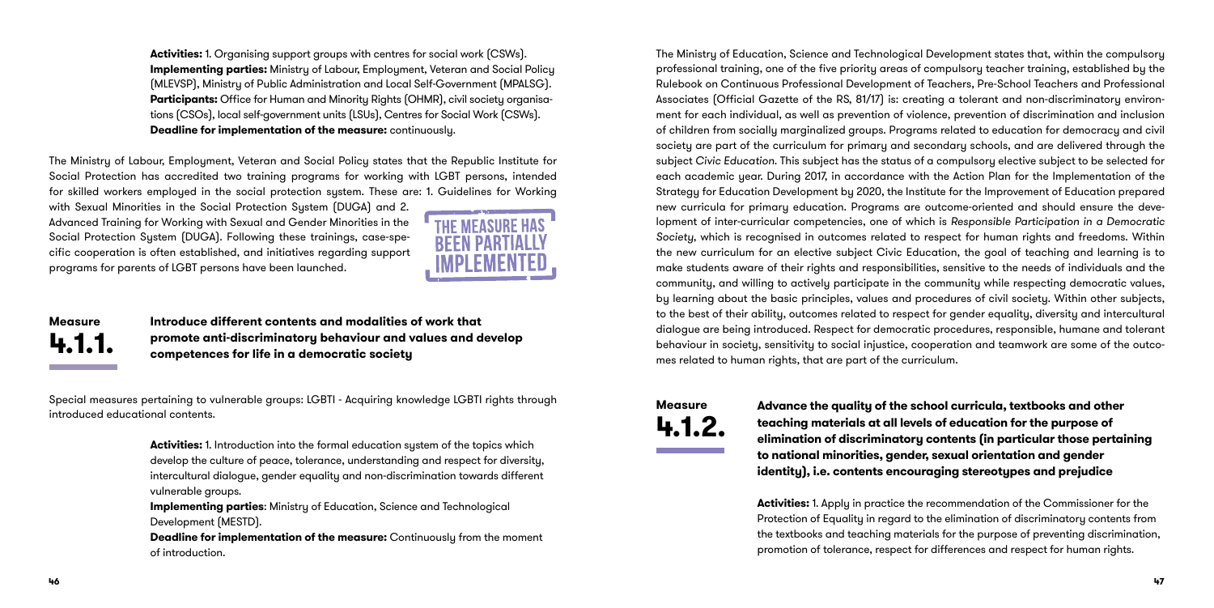**Activities:** 1. Organising support groups with centres for social work (CSWs).
**Implementing parties:** Ministry of Labour, Employment, Veteran and Social Policy (MLEVSP), Ministry of Public Administration and Local Self-Government (MPALSG).
**Participants:** Office for Human and Minority Rights (OHMR), civil society organisations (CSOs), local self-government units (LSUs), Centres for Social Work (CSWs).
**Deadline for implementation of the measure:** continuously.

The Ministry of Labour, Employment, Veteran and Social Policy states that the Republic Institute for Social Protection has accredited two training programs for working with LGBT persons, intended for skilled workers employed in the social protection system. These are: 1. Guidelines for Working with Sexual Minorities in the Social Protection System (DUGA) and 2. Advanced Training for Working with Sexual and Gender Minorities in the Social Protection System (DUGA). Following these trainings, case-specific cooperation is often established, and initiatives regarding support programs for parents of LGBT persons have been launched.

**THE MEASURE HAS BEEN PARTIALLY IMPLEMENTED**

## Measure 4.1.1. Introduce different contents and modalities of work that promote anti-discriminatory behaviour and values and develop competences for life in a democratic society

Special measures pertaining to vulnerable groups: LGBTI - Acquiring knowledge LGBTI rights through introduced educational contents.

**Activities:** 1. Introduction into the formal education system of the topics which develop the culture of peace, tolerance, understanding and respect for diversity, intercultural dialogue, gender equality and non-discrimination towards different vulnerable groups.
**Implementing parties**: Ministry of Education, Science and Technological Development (MESTD).
**Deadline for implementation of the measure:** Continuously from the moment of introduction.

The Ministry of Education, Science and Technological Development states that, within the compulsory professional training, one of the five priority areas of compulsory teacher training, established by the Rulebook on Continuous Professional Development of Teachers, Pre-School Teachers and Professional Associates (Official Gazette of the RS, 81/17) is: creating a tolerant and non-discriminatory environment for each individual, as well as prevention of violence, prevention of discrimination and inclusion of children from socially marginalized groups. Programs related to education for democracy and civil society are part of the curriculum for primary and secondary schools, and are delivered through the subject *Civic Education*. This subject has the status of a compulsory elective subject to be selected for each academic year. During 2017, in accordance with the Action Plan for the Implementation of the Strategy for Education Development by 2020, the Institute for the Improvement of Education prepared new curricula for primary education. Programs are outcome-oriented and should ensure the development of inter-curricular competencies, one of which is *Responsible Participation in a Democratic Society*, which is recognised in outcomes related to respect for human rights and freedoms. Within the new curriculum for an elective subject Civic Education, the goal of teaching and learning is to make students aware of their rights and responsibilities, sensitive to the needs of individuals and the community, and willing to actively participate in the community while respecting democratic values, by learning about the basic principles, values and procedures of civil society. Within other subjects, to the best of their ability, outcomes related to respect for gender equality, diversity and intercultural dialogue are being introduced. Respect for democratic procedures, responsible, humane and tolerant behaviour in society, sensitivity to social injustice, cooperation and teamwork are some of the outcomes related to human rights, that are part of the curriculum.

## Measure 4.1.2. Advance the quality of the school curricula, textbooks and other teaching materials at all levels of education for the purpose of elimination of discriminatory contents (in particular those pertaining to national minorities, gender, sexual orientation and gender identity), i.e. contents encouraging stereotypes and prejudice

**Activities:** 1. Apply in practice the recommendation of the Commissioner for the Protection of Equality in regard to the elimination of discriminatory contents from the textbooks and teaching materials for the purpose of preventing discrimination, promotion of tolerance, respect for differences and respect for human rights.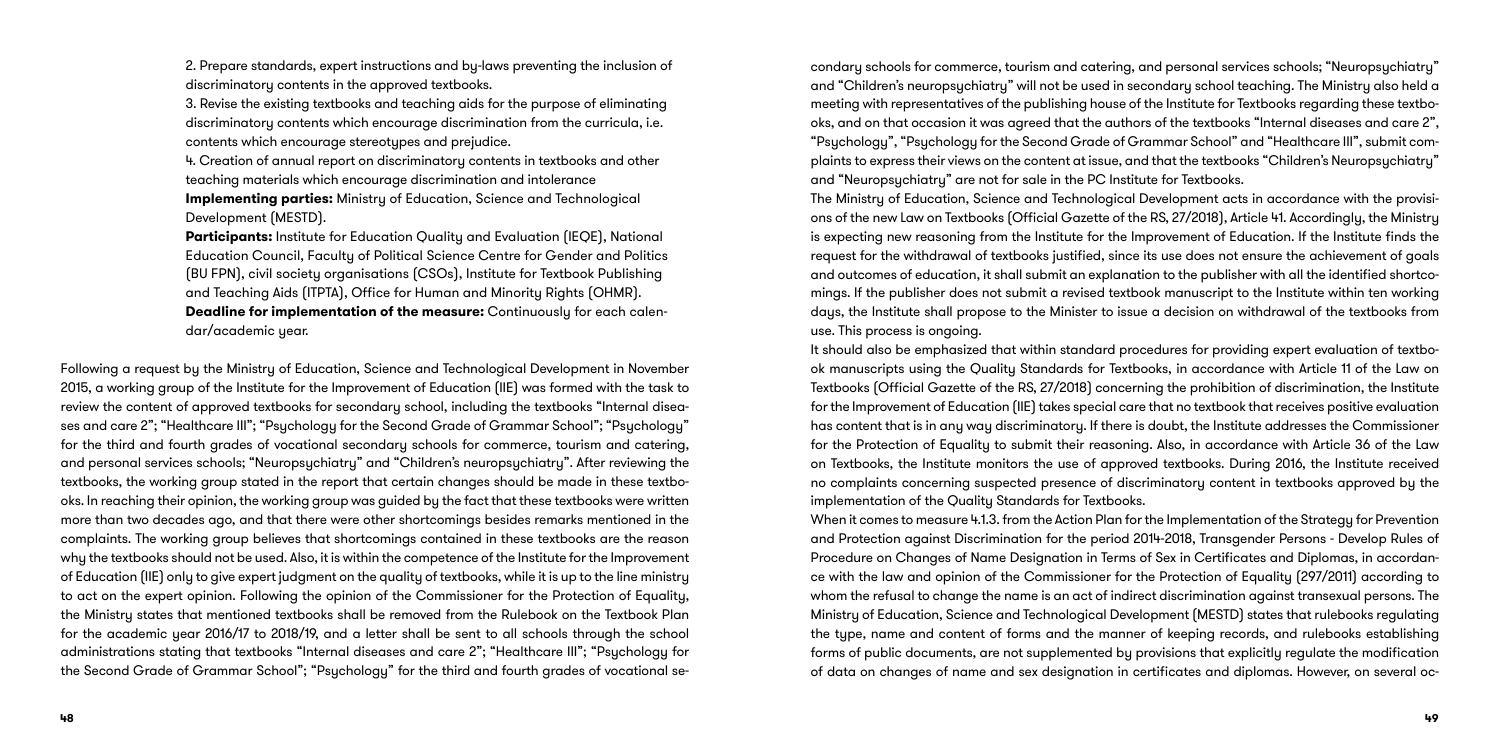2. Prepare standards, expert instructions and by-laws preventing the inclusion of discriminatory contents in the approved textbooks.

3. Revise the existing textbooks and teaching aids for the purpose of eliminating discriminatory contents which encourage discrimination from the curricula, i.e. contents which encourage stereotypes and prejudice.

4. Creation of annual report on discriminatory contents in textbooks and other teaching materials which encourage discrimination and intolerance

**Implementing parties:** Ministry of Education, Science and Technological Development (MESTD).

**Participants:** Institute for Education Quality and Evaluation (IEQE), National Education Council, Faculty of Political Science Centre for Gender and Politics (BU FPN), civil society organisations (CSOs), Institute for Textbook Publishing and Teaching Aids (ITPTA), Office for Human and Minority Rights (OHMR).

**Deadline for implementation of the measure:** Continuously for each calendar/academic year.

Following a request by the Ministry of Education, Science and Technological Development in November 2015, a working group of the Institute for the Improvement of Education (IIE) was formed with the task to review the content of approved textbooks for secondary school, including the textbooks "Internal diseases and care 2"; "Healthcare III"; "Psychology for the Second Grade of Grammar School"; "Psychology" for the third and fourth grades of vocational secondary schools for commerce, tourism and catering, and personal services schools; "Neuropsychiatry" and "Children's neuropsychiatry". After reviewing the textbooks, the working group stated in the report that certain changes should be made in these textbooks. In reaching their opinion, the working group was guided by the fact that these textbooks were written more than two decades ago, and that there were other shortcomings besides remarks mentioned in the complaints. The working group believes that shortcomings contained in these textbooks are the reason why the textbooks should not be used. Also, it is within the competence of the Institute for the Improvement of Education (IIE) only to give expert judgment on the quality of textbooks, while it is up to the line ministry to act on the expert opinion. Following the opinion of the Commissioner for the Protection of Equality, the Ministry states that mentioned textbooks shall be removed from the Rulebook on the Textbook Plan for the academic year 2016/17 to 2018/19, and a letter shall be sent to all schools through the school administrations stating that textbooks "Internal diseases and care 2"; "Healthcare III"; "Psychology for the Second Grade of Grammar School"; "Psychology" for the third and fourth grades of vocational secondary schools for commerce, tourism and catering, and personal services schools; "Neuropsychiatry" and "Children's neuropsychiatry" will not be used in secondary school teaching. The Ministry also held a meeting with representatives of the publishing house of the Institute for Textbooks regarding these textbooks, and on that occasion it was agreed that the authors of the textbooks "Internal diseases and care 2", "Psychology", "Psychology for the Second Grade of Grammar School" and "Healthcare III", submit complaints to express their views on the content at issue, and that the textbooks "Children's Neuropsychiatry" and "Neuropsychiatry" are not for sale in the PC Institute for Textbooks.

The Ministry of Education, Science and Technological Development acts in accordance with the provisions of the new Law on Textbooks (Official Gazette of the RS, 27/2018), Article 41. Accordingly, the Ministry is expecting new reasoning from the Institute for the Improvement of Education. If the Institute finds the request for the withdrawal of textbooks justified, since its use does not ensure the achievement of goals and outcomes of education, it shall submit an explanation to the publisher with all the identified shortcomings. If the publisher does not submit a revised textbook manuscript to the Institute within ten working days, the Institute shall propose to the Minister to issue a decision on withdrawal of the textbooks from use. This process is ongoing.

It should also be emphasized that within standard procedures for providing expert evaluation of textbook manuscripts using the Quality Standards for Textbooks, in accordance with Article 11 of the Law on Textbooks (Official Gazette of the RS, 27/2018) concerning the prohibition of discrimination, the Institute for the Improvement of Education (IIE) takes special care that no textbook that receives positive evaluation has content that is in any way discriminatory. If there is doubt, the Institute addresses the Commissioner for the Protection of Equality to submit their reasoning. Also, in accordance with Article 36 of the Law on Textbooks, the Institute monitors the use of approved textbooks. During 2016, the Institute received no complaints concerning suspected presence of discriminatory content in textbooks approved by the implementation of the Quality Standards for Textbooks.

When it comes to measure 4.1.3. from the Action Plan for the Implementation of the Strategy for Prevention and Protection against Discrimination for the period 2014-2018, Transgender Persons - Develop Rules of Procedure on Changes of Name Designation in Terms of Sex in Certificates and Diplomas, in accordance with the law and opinion of the Commissioner for the Protection of Equality (297/2011) according to whom the refusal to change the name is an act of indirect discrimination against transexual persons. The Ministry of Education, Science and Technological Development (MESTD) states that rulebooks regulating the type, name and content of forms and the manner of keeping records, and rulebooks establishing forms of public documents, are not supplemented by provisions that explicitly regulate the modification of data on changes of name and sex designation in certificates and diplomas. However, on several oc-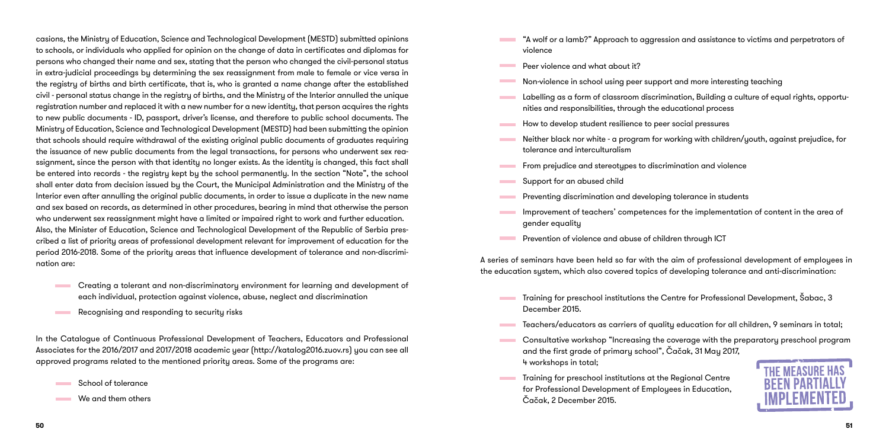casions, the Ministry of Education, Science and Technological Development (MESTD) submitted opinions to schools, or individuals who applied for opinion on the change of data in certificates and diplomas for persons who changed their name and sex, stating that the person who changed the civil-personal status in extra-judicial proceedings by determining the sex reassignment from male to female or vice versa in the registry of births and birth certificate, that is, who is granted a name change after the established civil - personal status change in the registry of births, and the Ministry of the Interior annulled the unique registration number and replaced it with a new number for a new identity, that person acquires the rights to new public documents - ID, passport, driver's license, and therefore to public school documents. The Ministry of Education, Science and Technological Development (MESTD) had been submitting the opinion that schools should require withdrawal of the existing original public documents of graduates requiring the issuance of new public documents from the legal transactions, for persons who underwent sex reassignment, since the person with that identity no longer exists. As the identity is changed, this fact shall be entered into records - the registry kept by the school permanently. In the section "Note", the school shall enter data from decision issued by the Court, the Municipal Administration and the Ministry of the Interior even after annulling the original public documents, in order to issue a duplicate in the new name and sex based on records, as determined in other procedures, bearing in mind that otherwise the person who underwent sex reassignment might have a limited or impaired right to work and further education. Also, the Minister of Education, Science and Technological Development of the Republic of Serbia prescribed a list of priority areas of professional development relevant for improvement of education for the period 2016-2018. Some of the priority areas that influence development of tolerance and non-discrimination are:

- Creating a tolerant and non-discriminatory environment for learning and development of each individual, protection against violence, abuse, neglect and discrimination
- Recognising and responding to security risks

In the Catalogue of Continuous Professional Development of Teachers, Educators and Professional Associates for the 2016/2017 and 2017/2018 academic year (http://katalog2016.zuov.rs) you can see all approved programs related to the mentioned priority areas. Some of the programs are:

- School of tolerance
- We and them others
- "A wolf or a lamb?" Approach to aggression and assistance to victims and perpetrators of violence
- Peer violence and what about it?
- Non-violence in school using peer support and more interesting teaching
- Labelling as a form of classroom discrimination, Building a culture of equal rights, opportunities and responsibilities, through the educational process
- How to develop student resilience to peer social pressures
- Neither black nor white - a program for working with children/youth, against prejudice, for tolerance and interculturalism
- From prejudice and stereotypes to discrimination and violence
- Support for an abused child
- Preventing discrimination and developing tolerance in students
- Improvement of teachers' competences for the implementation of content in the area of gender equality
- Prevention of violence and abuse of children through ICT

A series of seminars have been held so far with the aim of professional development of employees in the education system, which also covered topics of developing tolerance and anti-discrimination:

- Training for preschool institutions the Centre for Professional Development, Šabac, 3 December 2015.
- Teachers/educators as carriers of quality education for all children, 9 seminars in total;
- Consultative workshop "Increasing the coverage with the preparatory preschool program and the first grade of primary school", Čačak, 31 May 2017, 4 workshops in total;
- Training for preschool institutions at the Regional Centre for Professional Development of Employees in Education, Čačak, 2 December 2015.

THE MEASURE HAS BEEN PARTIALLY IMPLEMENTED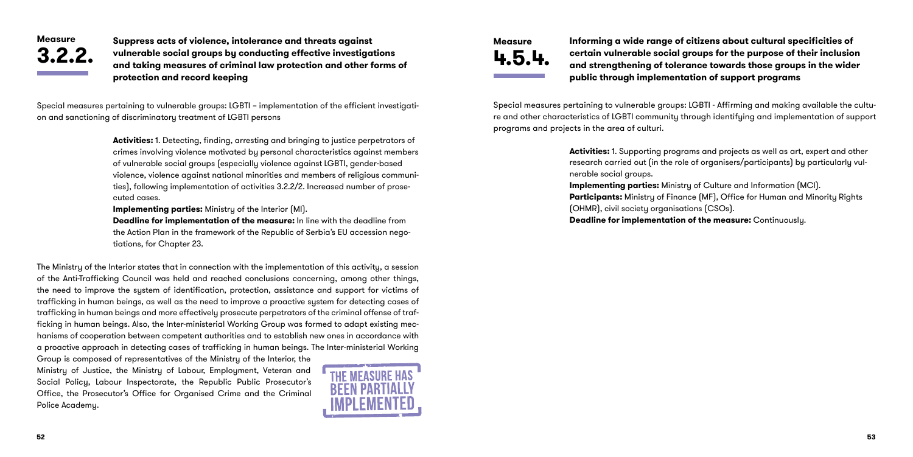## Measure 3.2.2.

**Suppress acts of violence, intolerance and threats against vulnerable social groups by conducting effective investigations and taking measures of criminal law protection and other forms of protection and record keeping**

Special measures pertaining to vulnerable groups: LGBTI – implementation of the efficient investigation and sanctioning of discriminatory treatment of LGBTI persons

**Activities:** 1. Detecting, finding, arresting and bringing to justice perpetrators of crimes involving violence motivated by personal characteristics against members of vulnerable social groups (especially violence against LGBTI, gender-based violence, violence against national minorities and members of religious communities), following implementation of activities 3.2.2/2. Increased number of prosecuted cases.

**Implementing parties:** Ministry of the Interior (MI).

**Deadline for implementation of the measure:** In line with the deadline from the Action Plan in the framework of the Republic of Serbia's EU accession negotiations, for Chapter 23.

The Ministry of the Interior states that in connection with the implementation of this activity, a session of the Anti-Trafficking Council was held and reached conclusions concerning, among other things, the need to improve the system of identification, protection, assistance and support for victims of trafficking in human beings, as well as the need to improve a proactive system for detecting cases of trafficking in human beings and more effectively prosecute perpetrators of the criminal offense of trafficking in human beings. Also, the Inter-ministerial Working Group was formed to adapt existing mechanisms of cooperation between competent authorities and to establish new ones in accordance with a proactive approach in detecting cases of trafficking in human beings. The Inter-ministerial Working Group is composed of representatives of the Ministry of the Interior, the Ministry of Justice, the Ministry of Labour, Employment, Veteran and Social Policy, Labour Inspectorate, the Republic Public Prosecutor's Office, the Prosecutor's Office for Organised Crime and the Criminal Police Academy.

**THE MEASURE HAS BEEN PARTIALLY IMPLEMENTED**

## Measure 4.5.4.

**Informing a wide range of citizens about cultural specificities of certain vulnerable social groups for the purpose of their inclusion and strengthening of tolerance towards those groups in the wider public through implementation of support programs**

Special measures pertaining to vulnerable groups: LGBTI - Affirming and making available the culture and other characteristics of LGBTI community through identifying and implementation of support programs and projects in the area of culturi.

**Activities:** 1. Supporting programs and projects as well as art, expert and other research carried out (in the role of organisers/participants) by particularly vulnerable social groups.

**Implementing parties:** Ministry of Culture and Information (MCI).

**Participants:** Ministry of Finance (MF), Office for Human and Minority Rights (OHMR), civil society organisations (CSOs).

**Deadline for implementation of the measure:** Continuously.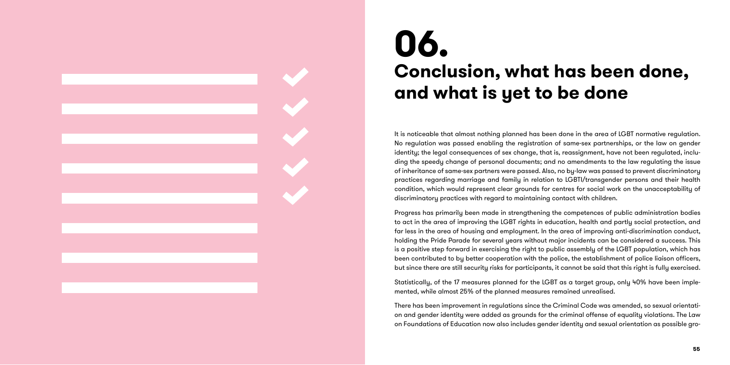# 06. Conclusion, what has been done, and what is yet to be done

It is noticeable that almost nothing planned has been done in the area of LGBT normative regulation. No regulation was passed enabling the registration of same-sex partnerships, or the law on gender identity; the legal consequences of sex change, that is, reassignment, have not been regulated, including the speedy change of personal documents; and no amendments to the law regulating the issue of inheritance of same-sex partners were passed. Also, no by-law was passed to prevent discriminatory practices regarding marriage and family in relation to LGBTI/transgender persons and their health condition, which would represent clear grounds for centres for social work on the unacceptability of discriminatory practices with regard to maintaining contact with children.

Progress has primarily been made in strengthening the competences of public administration bodies to act in the area of improving the LGBT rights in education, health and partly social protection, and far less in the area of housing and employment. In the area of improving anti-discrimination conduct, holding the Pride Parade for several years without major incidents can be considered a success. This is a positive step forward in exercising the right to public assembly of the LGBT population, which has been contributed to by better cooperation with the police, the establishment of police liaison officers, but since there are still security risks for participants, it cannot be said that this right is fully exercised.

Statistically, of the 17 measures planned for the LGBT as a target group, only 40% have been implemented, while almost 25% of the planned measures remained unrealised.

There has been improvement in regulations since the Criminal Code was amended, so sexual orientation and gender identity were added as grounds for the criminal offense of equality violations. The Law on Foundations of Education now also includes gender identity and sexual orientation as possible gro-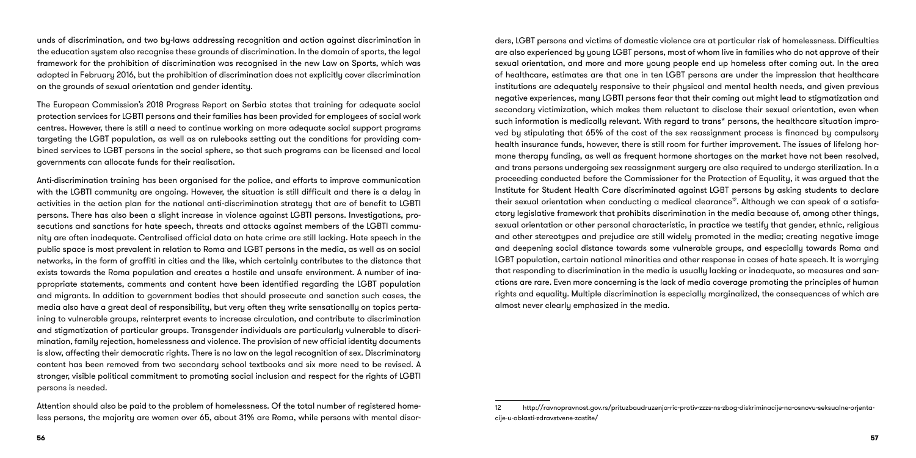unds of discrimination, and two by-laws addressing recognition and action against discrimination in the education system also recognise these grounds of discrimination. In the domain of sports, the legal framework for the prohibition of discrimination was recognised in the new Law on Sports, which was adopted in February 2016, but the prohibition of discrimination does not explicitly cover discrimination on the grounds of sexual orientation and gender identity.

The European Commission's 2018 Progress Report on Serbia states that training for adequate social protection services for LGBTI persons and their families has been provided for employees of social work centres. However, there is still a need to continue working on more adequate social support programs targeting the LGBT population, as well as on rulebooks setting out the conditions for providing combined services to LGBT persons in the social sphere, so that such programs can be licensed and local governments can allocate funds for their realisation.

Anti-discrimination training has been organised for the police, and efforts to improve communication with the LGBTI community are ongoing. However, the situation is still difficult and there is a delay in activities in the action plan for the national anti-discrimination strategy that are of benefit to LGBTI persons. There has also been a slight increase in violence against LGBTI persons. Investigations, prosecutions and sanctions for hate speech, threats and attacks against members of the LGBTI community are often inadequate. Centralised official data on hate crime are still lacking. Hate speech in the public space is most prevalent in relation to Roma and LGBT persons in the media, as well as on social networks, in the form of graffiti in cities and the like, which certainly contributes to the distance that exists towards the Roma population and creates a hostile and unsafe environment. A number of inappropriate statements, comments and content have been identified regarding the LGBT population and migrants. In addition to government bodies that should prosecute and sanction such cases, the media also have a great deal of responsibility, but very often they write sensationally on topics pertaining to vulnerable groups, reinterpret events to increase circulation, and contribute to discrimination and stigmatization of particular groups. Transgender individuals are particularly vulnerable to discrimination, family rejection, homelessness and violence. The provision of new official identity documents is slow, affecting their democratic rights. There is no law on the legal recognition of sex. Discriminatory content has been removed from two secondary school textbooks and six more need to be revised. A stronger, visible political commitment to promoting social inclusion and respect for the rights of LGBTI persons is needed.

Attention should also be paid to the problem of homelessness. Of the total number of registered homeless persons, the majority are women over 65, about 31% are Roma, while persons with mental disorders, LGBT persons and victims of domestic violence are at particular risk of homelessness. Difficulties are also experienced by young LGBT persons, most of whom live in families who do not approve of their sexual orientation, and more and more young people end up homeless after coming out. In the area of healthcare, estimates are that one in ten LGBT persons are under the impression that healthcare institutions are adequately responsive to their physical and mental health needs, and given previous negative experiences, many LGBTI persons fear that their coming out might lead to stigmatization and secondary victimization, which makes them reluctant to disclose their sexual orientation, even when such information is medically relevant. With regard to trans* persons, the healthcare situation improved by stipulating that 65% of the cost of the sex reassignment process is financed by compulsory health insurance funds, however, there is still room for further improvement. The issues of lifelong hormone therapy funding, as well as frequent hormone shortages on the market have not been resolved, and trans persons undergoing sex reassignment surgery are also required to undergo sterilization. In a proceeding conducted before the Commissioner for the Protection of Equality, it was argued that the Institute for Student Health Care discriminated against LGBT persons by asking students to declare their sexual orientation when conducting a medical clearance[12]. Although we can speak of a satisfactory legislative framework that prohibits discrimination in the media because of, among other things, sexual orientation or other personal characteristic, in practice we testify that gender, ethnic, religious and other stereotypes and prejudice are still widely promoted in the media; creating negative image and deepening social distance towards some vulnerable groups, and especially towards Roma and LGBT population, certain national minorities and other response in cases of hate speech. It is worrying that responding to discrimination in the media is usually lacking or inadequate, so measures and sanctions are rare. Even more concerning is the lack of media coverage promoting the principles of human rights and equality. Multiple discrimination is especially marginalized, the consequences of which are almost never clearly emphasized in the media.

---

12 http://ravnopravnost.gov.rs/prituzbaudruzenja-ric-protiv-zzzs-ns-zbog-diskriminacije-na-osnovu-seksualne-orjentacije-u-oblasti-zdravstvene-zastite/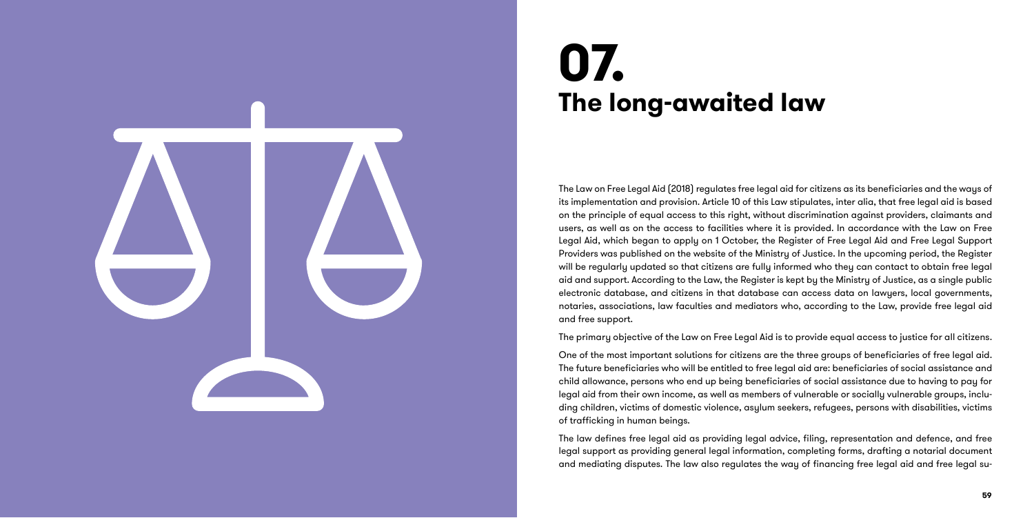# 07.
## The long-awaited law

The Law on Free Legal Aid (2018) regulates free legal aid for citizens as its beneficiaries and the ways of its implementation and provision. Article 10 of this Law stipulates, inter alia, that free legal aid is based on the principle of equal access to this right, without discrimination against providers, claimants and users, as well as on the access to facilities where it is provided. In accordance with the Law on Free Legal Aid, which began to apply on 1 October, the Register of Free Legal Aid and Free Legal Support Providers was published on the website of the Ministry of Justice. In the upcoming period, the Register will be regularly updated so that citizens are fully informed who they can contact to obtain free legal aid and support. According to the Law, the Register is kept by the Ministry of Justice, as a single public electronic database, and citizens in that database can access data on lawyers, local governments, notaries, associations, law faculties and mediators who, according to the Law, provide free legal aid and free support.

The primary objective of the Law on Free Legal Aid is to provide equal access to justice for all citizens.

One of the most important solutions for citizens are the three groups of beneficiaries of free legal aid. The future beneficiaries who will be entitled to free legal aid are: beneficiaries of social assistance and child allowance, persons who end up being beneficiaries of social assistance due to having to pay for legal aid from their own income, as well as members of vulnerable or socially vulnerable groups, including children, victims of domestic violence, asylum seekers, refugees, persons with disabilities, victims of trafficking in human beings.

The law defines free legal aid as providing legal advice, filing, representation and defence, and free legal support as providing general legal information, completing forms, drafting a notarial document and mediating disputes. The law also regulates the way of financing free legal aid and free legal su-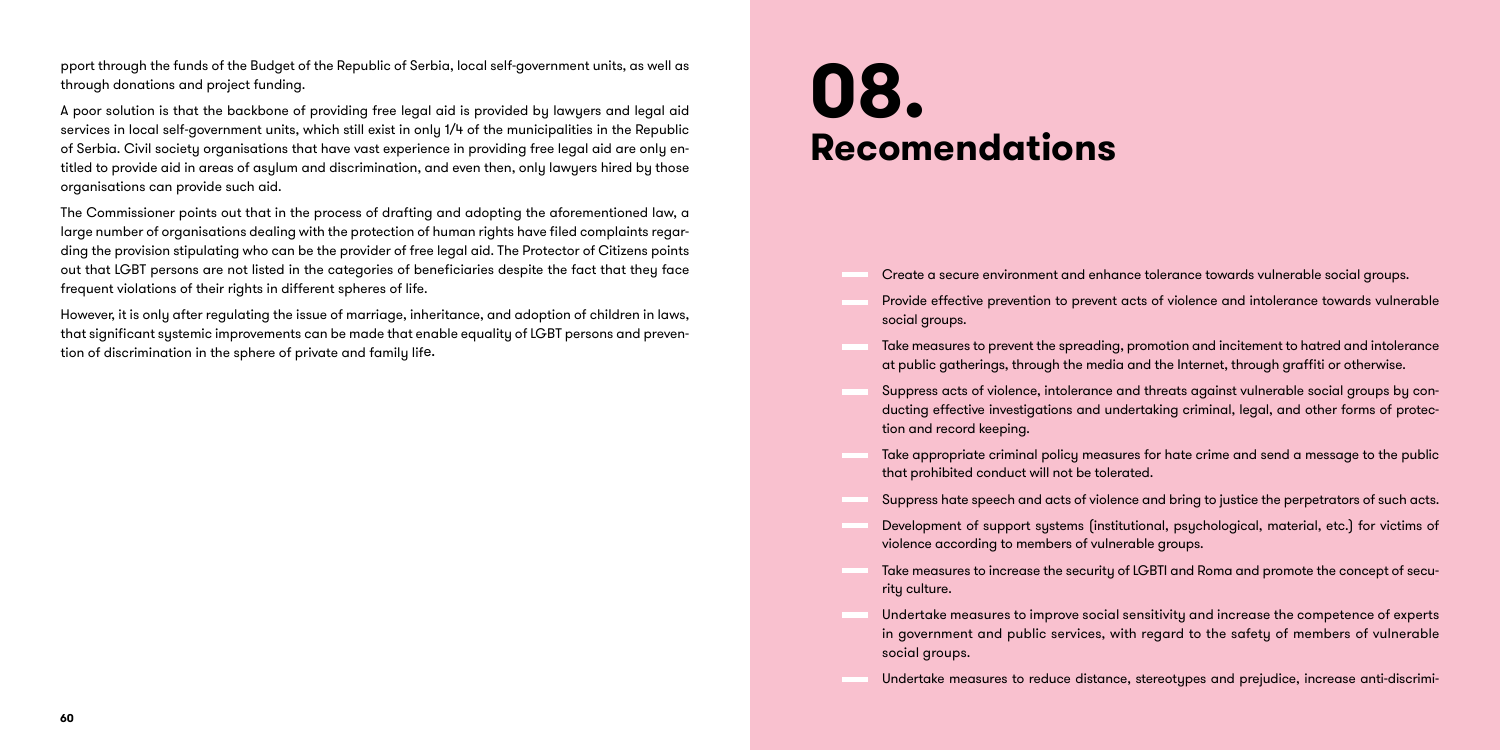pport through the funds of the Budget of the Republic of Serbia, local self-government units, as well as through donations and project funding.

A poor solution is that the backbone of providing free legal aid is provided by lawyers and legal aid services in local self-government units, which still exist in only 1/4 of the municipalities in the Republic of Serbia. Civil society organisations that have vast experience in providing free legal aid are only entitled to provide aid in areas of asylum and discrimination, and even then, only lawyers hired by those organisations can provide such aid.

The Commissioner points out that in the process of drafting and adopting the aforementioned law, a large number of organisations dealing with the protection of human rights have filed complaints regarding the provision stipulating who can be the provider of free legal aid. The Protector of Citizens points out that LGBT persons are not listed in the categories of beneficiaries despite the fact that they face frequent violations of their rights in different spheres of life.

However, it is only after regulating the issue of marriage, inheritance, and adoption of children in laws, that significant systemic improvements can be made that enable equality of LGBT persons and prevention of discrimination in the sphere of private and family life.

# 08. Recomendations

- Create a secure environment and enhance tolerance towards vulnerable social groups.
- Provide effective prevention to prevent acts of violence and intolerance towards vulnerable social groups.
- Take measures to prevent the spreading, promotion and incitement to hatred and intolerance at public gatherings, through the media and the Internet, through graffiti or otherwise.
- Suppress acts of violence, intolerance and threats against vulnerable social groups by conducting effective investigations and undertaking criminal, legal, and other forms of protection and record keeping.
- Take appropriate criminal policy measures for hate crime and send a message to the public that prohibited conduct will not be tolerated.
- Suppress hate speech and acts of violence and bring to justice the perpetrators of such acts.
- Development of support systems (institutional, psychological, material, etc.) for victims of violence according to members of vulnerable groups.
- Take measures to increase the security of LGBTI and Roma and promote the concept of security culture.
- Undertake measures to improve social sensitivity and increase the competence of experts in government and public services, with regard to the safety of members of vulnerable social groups.
- Undertake measures to reduce distance, stereotypes and prejudice, increase anti-discrimi-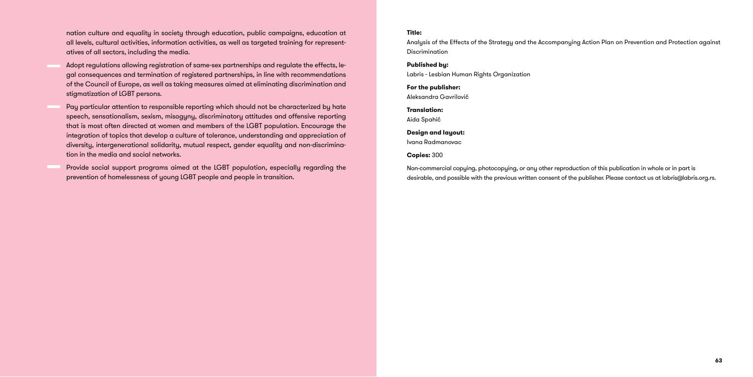nation culture and equality in society through education, public campaigns, education at all levels, cultural activities, information activities, as well as targeted training for representatives of all sectors, including the media.

- Adopt regulations allowing registration of same-sex partnerships and regulate the effects, legal consequences and termination of registered partnerships, in line with recommendations of the Council of Europe, as well as taking measures aimed at eliminating discrimination and stigmatization of LGBT persons.
- Pay particular attention to responsible reporting which should not be characterized by hate speech, sensationalism, sexism, misogyny, discriminatory attitudes and offensive reporting that is most often directed at women and members of the LGBT population. Encourage the integration of topics that develop a culture of tolerance, understanding and appreciation of diversity, intergenerational solidarity, mutual respect, gender equality and non-discrimination in the media and social networks.
- Provide social support programs aimed at the LGBT population, especially regarding the prevention of homelessness of young LGBT people and people in transition.

**Title:**
Analysis of the Effects of the Strategy and the Accompanying Action Plan on Prevention and Protection against Discrimination

**Published by:**
Labris - Lesbian Human Rights Organization

**For the publisher:**
Aleksandra Gavrilović

**Translation:**
Aida Spahić

**Design and layout:**
Ivana Radmanovac

**Copies:** 300

Non-commercial copying, photocopying, or any other reproduction of this publication in whole or in part is desirable, and possible with the previous written consent of the publisher. Please contact us at labris@labris.org.rs.